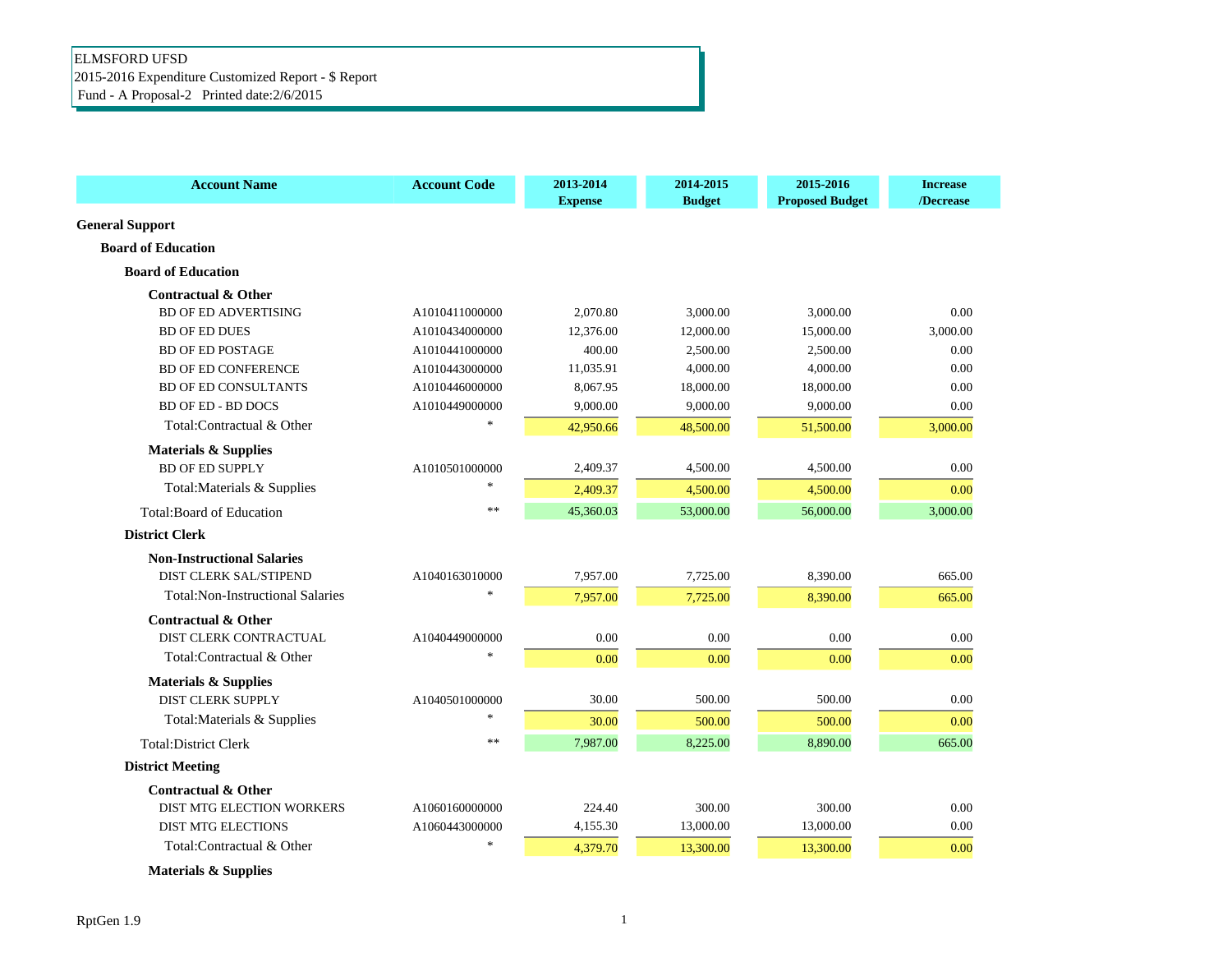ELMSFORD UFSD
2015-2016 Expenditure Customized Report - $ Report
Fund - A Proposal-2 Printed date:2/6/2015

| Account Name | Account Code | 2013-2014 Expense | 2014-2015 Budget | 2015-2016 Proposed Budget | Increase /Decrease |
|---|---|---|---|---|---|
| **General Support** | | | | | |
| **Board of Education** | | | | | |
| **Board of Education** | | | | | |
| **Contractual & Other** | | | | | |
| BD OF ED ADVERTISING | A1010411000000 | 2,070.80 | 3,000.00 | 3,000.00 | 0.00 |
| BD OF ED DUES | A1010434000000 | 12,376.00 | 12,000.00 | 15,000.00 | 3,000.00 |
| BD OF ED POSTAGE | A1010441000000 | 400.00 | 2,500.00 | 2,500.00 | 0.00 |
| BD OF ED CONFERENCE | A1010443000000 | 11,035.91 | 4,000.00 | 4,000.00 | 0.00 |
| BD OF ED CONSULTANTS | A1010446000000 | 8,067.95 | 18,000.00 | 18,000.00 | 0.00 |
| BD OF ED - BD DOCS | A1010449000000 | 9,000.00 | 9,000.00 | 9,000.00 | 0.00 |
| Total:Contractual & Other | * | 42,950.66 | 48,500.00 | 51,500.00 | 3,000.00 |
| **Materials & Supplies** | | | | | |
| BD OF ED SUPPLY | A1010501000000 | 2,409.37 | 4,500.00 | 4,500.00 | 0.00 |
| Total:Materials & Supplies | * | 2,409.37 | 4,500.00 | 4,500.00 | 0.00 |
| Total:Board of Education | ** | 45,360.03 | 53,000.00 | 56,000.00 | 3,000.00 |
| **District Clerk** | | | | | |
| **Non-Instructional Salaries** | | | | | |
| DIST CLERK SAL/STIPEND | A1040163010000 | 7,957.00 | 7,725.00 | 8,390.00 | 665.00 |
| Total:Non-Instructional Salaries | * | 7,957.00 | 7,725.00 | 8,390.00 | 665.00 |
| **Contractual & Other** | | | | | |
| DIST CLERK CONTRACTUAL | A1040449000000 | 0.00 | 0.00 | 0.00 | 0.00 |
| Total:Contractual & Other | * | 0.00 | 0.00 | 0.00 | 0.00 |
| **Materials & Supplies** | | | | | |
| DIST CLERK SUPPLY | A1040501000000 | 30.00 | 500.00 | 500.00 | 0.00 |
| Total:Materials & Supplies | * | 30.00 | 500.00 | 500.00 | 0.00 |
| Total:District Clerk | ** | 7,987.00 | 8,225.00 | 8,890.00 | 665.00 |
| **District Meeting** | | | | | |
| **Contractual & Other** | | | | | |
| DIST MTG ELECTION WORKERS | A1060160000000 | 224.40 | 300.00 | 300.00 | 0.00 |
| DIST MTG ELECTIONS | A1060443000000 | 4,155.30 | 13,000.00 | 13,000.00 | 0.00 |
| Total:Contractual & Other | * | 4,379.70 | 13,300.00 | 13,300.00 | 0.00 |
| **Materials & Supplies** | | | | | |

RptGen 1.9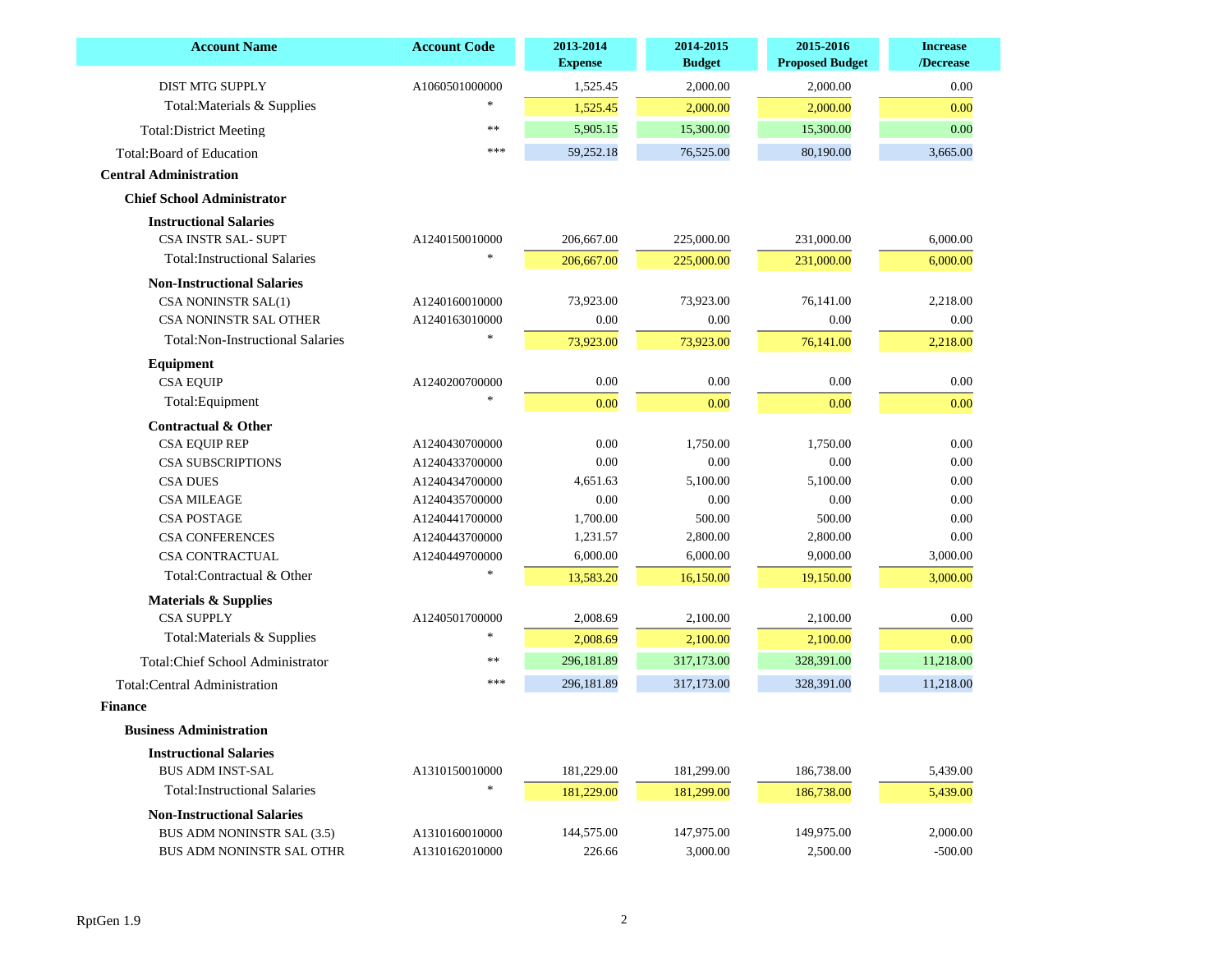| Account Name | Account Code | 2013-2014 Expense | 2014-2015 Budget | 2015-2016 Proposed Budget | Increase /Decrease |
|---|---|---|---|---|---|
| DIST MTG SUPPLY | A1060501000000 | 1,525.45 | 2,000.00 | 2,000.00 | 0.00 |
| Total:Materials & Supplies | * | 1,525.45 | 2,000.00 | 2,000.00 | 0.00 |
| Total:District Meeting | ** | 5,905.15 | 15,300.00 | 15,300.00 | 0.00 |
| Total:Board of Education | *** | 59,252.18 | 76,525.00 | 80,190.00 | 3,665.00 |
| **Central Administration** | | | | | |
| **Chief School Administrator** | | | | | |
| **Instructional Salaries** | | | | | |
| CSA INSTR SAL- SUPT | A1240150010000 | 206,667.00 | 225,000.00 | 231,000.00 | 6,000.00 |
| Total:Instructional Salaries | * | 206,667.00 | 225,000.00 | 231,000.00 | 6,000.00 |
| **Non-Instructional Salaries** | | | | | |
| CSA NONINSTR SAL(1) | A1240160010000 | 73,923.00 | 73,923.00 | 76,141.00 | 2,218.00 |
| CSA NONINSTR SAL OTHER | A1240163010000 | 0.00 | 0.00 | 0.00 | 0.00 |
| Total:Non-Instructional Salaries | * | 73,923.00 | 73,923.00 | 76,141.00 | 2,218.00 |
| **Equipment** | | | | | |
| CSA EQUIP | A1240200700000 | 0.00 | 0.00 | 0.00 | 0.00 |
| Total:Equipment | * | 0.00 | 0.00 | 0.00 | 0.00 |
| **Contractual & Other** | | | | | |
| CSA EQUIP REP | A1240430700000 | 0.00 | 1,750.00 | 1,750.00 | 0.00 |
| CSA SUBSCRIPTIONS | A1240433700000 | 0.00 | 0.00 | 0.00 | 0.00 |
| CSA DUES | A1240434700000 | 4,651.63 | 5,100.00 | 5,100.00 | 0.00 |
| CSA MILEAGE | A1240435700000 | 0.00 | 0.00 | 0.00 | 0.00 |
| CSA POSTAGE | A1240441700000 | 1,700.00 | 500.00 | 500.00 | 0.00 |
| CSA CONFERENCES | A1240443700000 | 1,231.57 | 2,800.00 | 2,800.00 | 0.00 |
| CSA CONTRACTUAL | A1240449700000 | 6,000.00 | 6,000.00 | 9,000.00 | 3,000.00 |
| Total:Contractual & Other | * | 13,583.20 | 16,150.00 | 19,150.00 | 3,000.00 |
| **Materials & Supplies** | | | | | |
| CSA SUPPLY | A1240501700000 | 2,008.69 | 2,100.00 | 2,100.00 | 0.00 |
| Total:Materials & Supplies | * | 2,008.69 | 2,100.00 | 2,100.00 | 0.00 |
| Total:Chief School Administrator | ** | 296,181.89 | 317,173.00 | 328,391.00 | 11,218.00 |
| Total:Central Administration | *** | 296,181.89 | 317,173.00 | 328,391.00 | 11,218.00 |
| **Finance** | | | | | |
| **Business Administration** | | | | | |
| **Instructional Salaries** | | | | | |
| BUS ADM INST-SAL | A1310150010000 | 181,229.00 | 181,299.00 | 186,738.00 | 5,439.00 |
| Total:Instructional Salaries | * | 181,229.00 | 181,299.00 | 186,738.00 | 5,439.00 |
| **Non-Instructional Salaries** | | | | | |
| BUS ADM NONINSTR SAL (3.5) | A1310160010000 | 144,575.00 | 147,975.00 | 149,975.00 | 2,000.00 |
| BUS ADM NONINSTR SAL OTHR | A1310162010000 | 226.66 | 3,000.00 | 2,500.00 | -500.00 |

RptGen 1.9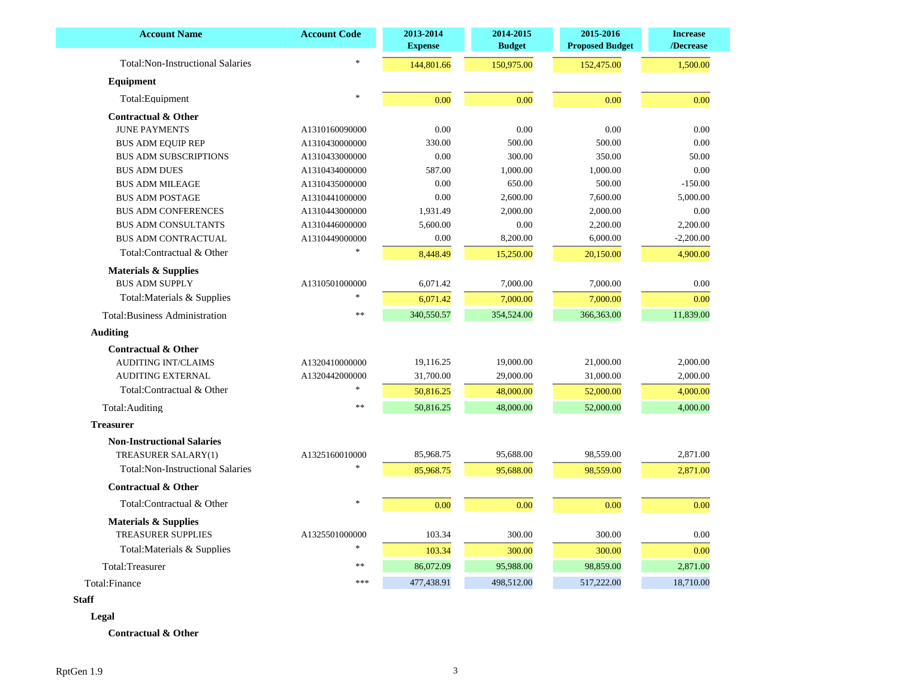| Account Name | Account Code | 2013-2014 Expense | 2014-2015 Budget | 2015-2016 Proposed Budget | Increase /Decrease |
|---|---|---|---|---|---|
| Total:Non-Instructional Salaries | * | 144,801.66 | 150,975.00 | 152,475.00 | 1,500.00 |
| **Equipment** | | | | | |
| Total:Equipment | * | 0.00 | 0.00 | 0.00 | 0.00 |
| **Contractual & Other** | | | | | |
| JUNE PAYMENTS | A1310160090000 | 0.00 | 0.00 | 0.00 | 0.00 |
| BUS ADM EQUIP REP | A1310430000000 | 330.00 | 500.00 | 500.00 | 0.00 |
| BUS ADM SUBSCRIPTIONS | A1310433000000 | 0.00 | 300.00 | 350.00 | 50.00 |
| BUS ADM DUES | A1310434000000 | 587.00 | 1,000.00 | 1,000.00 | 0.00 |
| BUS ADM MILEAGE | A1310435000000 | 0.00 | 650.00 | 500.00 | -150.00 |
| BUS ADM POSTAGE | A1310441000000 | 0.00 | 2,600.00 | 7,600.00 | 5,000.00 |
| BUS ADM CONFERENCES | A1310443000000 | 1,931.49 | 2,000.00 | 2,000.00 | 0.00 |
| BUS ADM CONSULTANTS | A1310446000000 | 5,600.00 | 0.00 | 2,200.00 | 2,200.00 |
| BUS ADM CONTRACTUAL | A1310449000000 | 0.00 | 8,200.00 | 6,000.00 | -2,200.00 |
| Total:Contractual & Other | * | 8,448.49 | 15,250.00 | 20,150.00 | 4,900.00 |
| **Materials & Supplies** | | | | | |
| BUS ADM SUPPLY | A1310501000000 | 6,071.42 | 7,000.00 | 7,000.00 | 0.00 |
| Total:Materials & Supplies | * | 6,071.42 | 7,000.00 | 7,000.00 | 0.00 |
| Total:Business Administration | ** | 340,550.57 | 354,524.00 | 366,363.00 | 11,839.00 |
| **Auditing** | | | | | |
| **Contractual & Other** | | | | | |
| AUDITING INT/CLAIMS | A1320410000000 | 19,116.25 | 19,000.00 | 21,000.00 | 2,000.00 |
| AUDITING EXTERNAL | A1320442000000 | 31,700.00 | 29,000.00 | 31,000.00 | 2,000.00 |
| Total:Contractual & Other | * | 50,816.25 | 48,000.00 | 52,000.00 | 4,000.00 |
| Total:Auditing | ** | 50,816.25 | 48,000.00 | 52,000.00 | 4,000.00 |
| **Treasurer** | | | | | |
| **Non-Instructional Salaries** | | | | | |
| TREASURER SALARY(1) | A1325160010000 | 85,968.75 | 95,688.00 | 98,559.00 | 2,871.00 |
| Total:Non-Instructional Salaries | * | 85,968.75 | 95,688.00 | 98,559.00 | 2,871.00 |
| **Contractual & Other** | | | | | |
| Total:Contractual & Other | * | 0.00 | 0.00 | 0.00 | 0.00 |
| **Materials & Supplies** | | | | | |
| TREASURER SUPPLIES | A1325501000000 | 103.34 | 300.00 | 300.00 | 0.00 |
| Total:Materials & Supplies | * | 103.34 | 300.00 | 300.00 | 0.00 |
| Total:Treasurer | ** | 86,072.09 | 95,988.00 | 98,859.00 | 2,871.00 |
| Total:Finance | *** | 477,438.91 | 498,512.00 | 517,222.00 | 18,710.00 |
| **Staff** | | | | | |
| **Legal** | | | | | |
| **Contractual & Other** | | | | | |

RptGen 1.9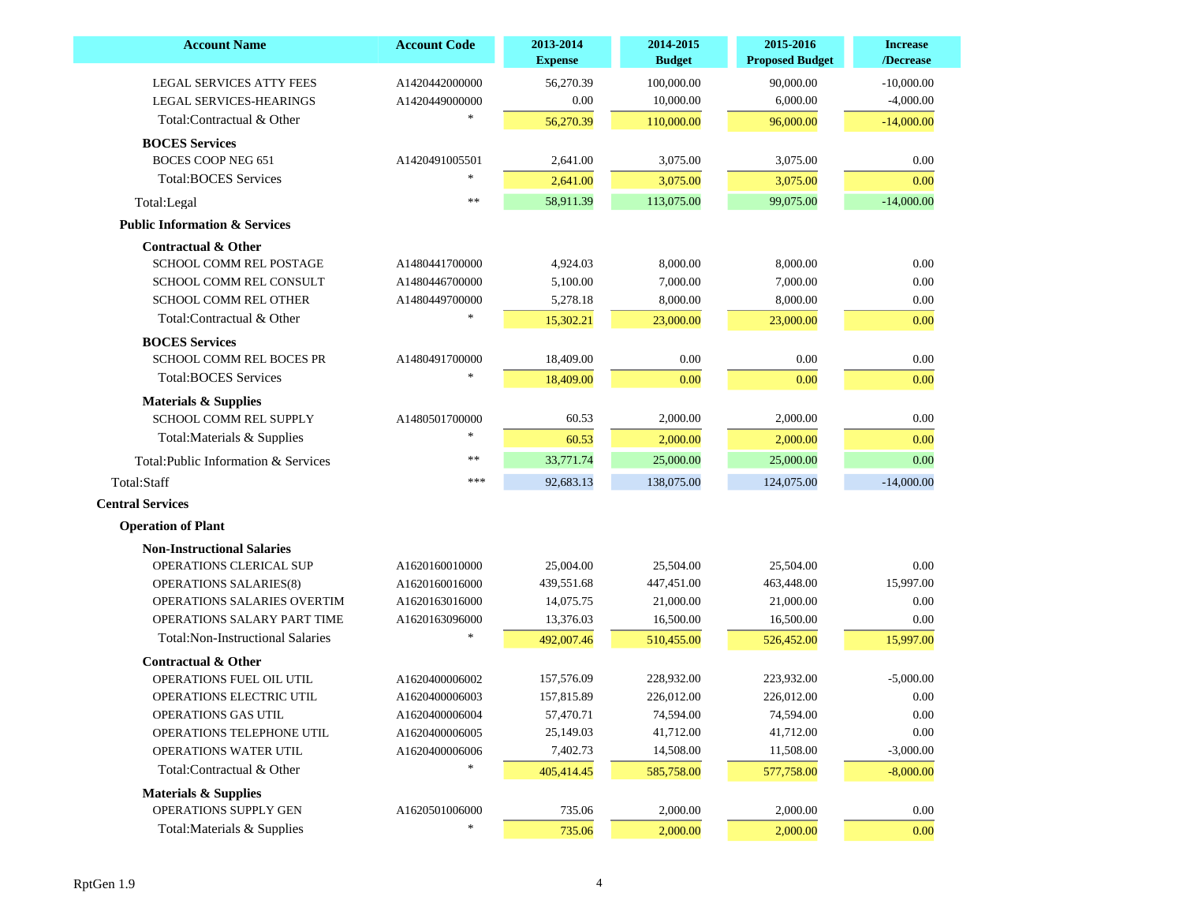| Account Name | Account Code | 2013-2014 Expense | 2014-2015 Budget | 2015-2016 Proposed Budget | Increase /Decrease |
|---|---|---|---|---|---|
| LEGAL SERVICES ATTY FEES | A1420442000000 | 56,270.39 | 100,000.00 | 90,000.00 | -10,000.00 |
| LEGAL SERVICES-HEARINGS | A1420449000000 | 0.00 | 10,000.00 | 6,000.00 | -4,000.00 |
| Total:Contractual & Other | * | 56,270.39 | 110,000.00 | 96,000.00 | -14,000.00 |
| **BOCES Services** | | | | | |
| BOCES COOP NEG 651 | A1420491005501 | 2,641.00 | 3,075.00 | 3,075.00 | 0.00 |
| Total:BOCES Services | * | 2,641.00 | 3,075.00 | 3,075.00 | 0.00 |
| Total:Legal | ** | 58,911.39 | 113,075.00 | 99,075.00 | -14,000.00 |
| **Public Information & Services** | | | | | |
| **Contractual & Other** | | | | | |
| SCHOOL COMM REL POSTAGE | A1480441700000 | 4,924.03 | 8,000.00 | 8,000.00 | 0.00 |
| SCHOOL COMM REL CONSULT | A1480446700000 | 5,100.00 | 7,000.00 | 7,000.00 | 0.00 |
| SCHOOL COMM REL OTHER | A1480449700000 | 5,278.18 | 8,000.00 | 8,000.00 | 0.00 |
| Total:Contractual & Other | * | 15,302.21 | 23,000.00 | 23,000.00 | 0.00 |
| **BOCES Services** | | | | | |
| SCHOOL COMM REL BOCES PR | A1480491700000 | 18,409.00 | 0.00 | 0.00 | 0.00 |
| Total:BOCES Services | * | 18,409.00 | 0.00 | 0.00 | 0.00 |
| **Materials & Supplies** | | | | | |
| SCHOOL COMM REL SUPPLY | A1480501700000 | 60.53 | 2,000.00 | 2,000.00 | 0.00 |
| Total:Materials & Supplies | * | 60.53 | 2,000.00 | 2,000.00 | 0.00 |
| Total:Public Information & Services | ** | 33,771.74 | 25,000.00 | 25,000.00 | 0.00 |
| Total:Staff | *** | 92,683.13 | 138,075.00 | 124,075.00 | -14,000.00 |
| **Central Services** | | | | | |
| **Operation of Plant** | | | | | |
| **Non-Instructional Salaries** | | | | | |
| OPERATIONS CLERICAL SUP | A1620160010000 | 25,004.00 | 25,504.00 | 25,504.00 | 0.00 |
| OPERATIONS SALARIES(8) | A1620160016000 | 439,551.68 | 447,451.00 | 463,448.00 | 15,997.00 |
| OPERATIONS SALARIES OVERTIM | A1620163016000 | 14,075.75 | 21,000.00 | 21,000.00 | 0.00 |
| OPERATIONS SALARY PART TIME | A1620163096000 | 13,376.03 | 16,500.00 | 16,500.00 | 0.00 |
| Total:Non-Instructional Salaries | * | 492,007.46 | 510,455.00 | 526,452.00 | 15,997.00 |
| **Contractual & Other** | | | | | |
| OPERATIONS FUEL OIL UTIL | A1620400006002 | 157,576.09 | 228,932.00 | 223,932.00 | -5,000.00 |
| OPERATIONS ELECTRIC UTIL | A1620400006003 | 157,815.89 | 226,012.00 | 226,012.00 | 0.00 |
| OPERATIONS GAS UTIL | A1620400006004 | 57,470.71 | 74,594.00 | 74,594.00 | 0.00 |
| OPERATIONS TELEPHONE UTIL | A1620400006005 | 25,149.03 | 41,712.00 | 41,712.00 | 0.00 |
| OPERATIONS WATER UTIL | A1620400006006 | 7,402.73 | 14,508.00 | 11,508.00 | -3,000.00 |
| Total:Contractual & Other | * | 405,414.45 | 585,758.00 | 577,758.00 | -8,000.00 |
| **Materials & Supplies** | | | | | |
| OPERATIONS SUPPLY GEN | A1620501006000 | 735.06 | 2,000.00 | 2,000.00 | 0.00 |
| Total:Materials & Supplies | * | 735.06 | 2,000.00 | 2,000.00 | 0.00 |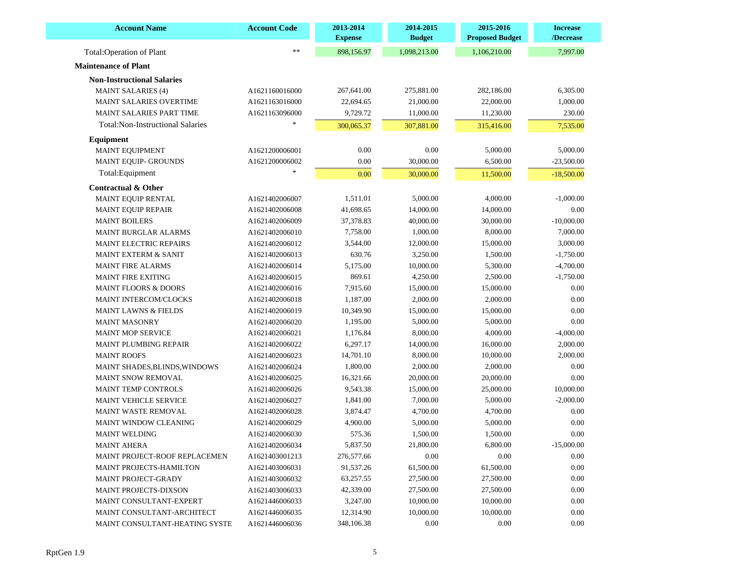| Account Name | Account Code | 2013-2014 Expense | 2014-2015 Budget | 2015-2016 Proposed Budget | Increase /Decrease |
|---|---|---|---|---|---|
| Total:Operation of Plant | ** | 898,156.97 | 1,098,213.00 | 1,106,210.00 | 7,997.00 |
| **Maintenance of Plant** | | | | | |
| **Non-Instructional Salaries** | | | | | |
| MAINT SALARIES (4) | A1621160016000 | 267,641.00 | 275,881.00 | 282,186.00 | 6,305.00 |
| MAINT SALARIES OVERTIME | A1621163016000 | 22,694.65 | 21,000.00 | 22,000.00 | 1,000.00 |
| MAINT SALARIES PART TIME | A1621163096000 | 9,729.72 | 11,000.00 | 11,230.00 | 230.00 |
| Total:Non-Instructional Salaries | * | 300,065.37 | 307,881.00 | 315,416.00 | 7,535.00 |
| **Equipment** | | | | | |
| MAINT EQUIPMENT | A1621200006001 | 0.00 | 0.00 | 5,000.00 | 5,000.00 |
| MAINT EQUIP- GROUNDS | A1621200006002 | 0.00 | 30,000.00 | 6,500.00 | -23,500.00 |
| Total:Equipment | * | 0.00 | 30,000.00 | 11,500.00 | -18,500.00 |
| **Contractual & Other** | | | | | |
| MAINT EQUIP RENTAL | A1621402006007 | 1,511.01 | 5,000.00 | 4,000.00 | -1,000.00 |
| MAINT EQUIP REPAIR | A1621402006008 | 41,698.65 | 14,000.00 | 14,000.00 | 0.00 |
| MAINT BOILERS | A1621402006009 | 37,378.83 | 40,000.00 | 30,000.00 | -10,000.00 |
| MAINT BURGLAR ALARMS | A1621402006010 | 7,758.00 | 1,000.00 | 8,000.00 | 7,000.00 |
| MAINT ELECTRIC REPAIRS | A1621402006012 | 3,544.00 | 12,000.00 | 15,000.00 | 3,000.00 |
| MAINT EXTERM & SANIT | A1621402006013 | 630.76 | 3,250.00 | 1,500.00 | -1,750.00 |
| MAINT FIRE ALARMS | A1621402006014 | 5,175.00 | 10,000.00 | 5,300.00 | -4,700.00 |
| MAINT FIRE EXITING | A1621402006015 | 869.61 | 4,250.00 | 2,500.00 | -1,750.00 |
| MAINT FLOORS & DOORS | A1621402006016 | 7,915.60 | 15,000.00 | 15,000.00 | 0.00 |
| MAINT INTERCOM/CLOCKS | A1621402006018 | 1,187.00 | 2,000.00 | 2,000.00 | 0.00 |
| MAINT LAWNS & FIELDS | A1621402006019 | 10,349.90 | 15,000.00 | 15,000.00 | 0.00 |
| MAINT MASONRY | A1621402006020 | 1,195.00 | 5,000.00 | 5,000.00 | 0.00 |
| MAINT MOP SERVICE | A1621402006021 | 1,176.84 | 8,000.00 | 4,000.00 | -4,000.00 |
| MAINT PLUMBING REPAIR | A1621402006022 | 6,297.17 | 14,000.00 | 16,000.00 | 2,000.00 |
| MAINT ROOFS | A1621402006023 | 14,701.10 | 8,000.00 | 10,000.00 | 2,000.00 |
| MAINT SHADES,BLINDS,WINDOWS | A1621402006024 | 1,800.00 | 2,000.00 | 2,000.00 | 0.00 |
| MAINT SNOW REMOVAL | A1621402006025 | 16,321.66 | 20,000.00 | 20,000.00 | 0.00 |
| MAINT TEMP CONTROLS | A1621402006026 | 9,543.38 | 15,000.00 | 25,000.00 | 10,000.00 |
| MAINT VEHICLE SERVICE | A1621402006027 | 1,841.00 | 7,000.00 | 5,000.00 | -2,000.00 |
| MAINT WASTE REMOVAL | A1621402006028 | 3,874.47 | 4,700.00 | 4,700.00 | 0.00 |
| MAINT WINDOW CLEANING | A1621402006029 | 4,900.00 | 5,000.00 | 5,000.00 | 0.00 |
| MAINT WELDING | A1621402006030 | 575.36 | 1,500.00 | 1,500.00 | 0.00 |
| MAINT AHERA | A1621402006034 | 5,837.50 | 21,800.00 | 6,800.00 | -15,000.00 |
| MAINT PROJECT-ROOF REPLACEMEN | A1621403001213 | 276,577.66 | 0.00 | 0.00 | 0.00 |
| MAINT PROJECTS-HAMILTON | A1621403006031 | 91,537.26 | 61,500.00 | 61,500.00 | 0.00 |
| MAINT PROJECT-GRADY | A1621403006032 | 63,257.55 | 27,500.00 | 27,500.00 | 0.00 |
| MAINT PROJECTS-DIXSON | A1621403006033 | 42,339.00 | 27,500.00 | 27,500.00 | 0.00 |
| MAINT CONSULTANT-EXPERT | A1621446006033 | 3,247.00 | 10,000.00 | 10,000.00 | 0.00 |
| MAINT CONSULTANT-ARCHITECT | A1621446006035 | 12,314.90 | 10,000.00 | 10,000.00 | 0.00 |
| MAINT CONSULTANT-HEATING SYSTE | A1621446006036 | 348,106.38 | 0.00 | 0.00 | 0.00 |

RptGen 1.9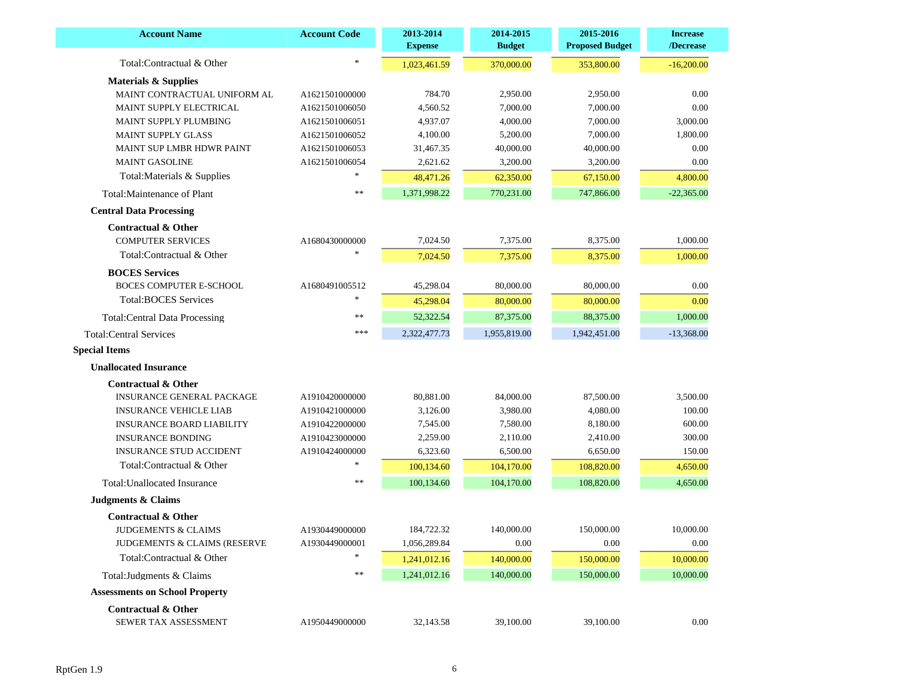| Account Name | Account Code | 2013-2014 Expense | 2014-2015 Budget | 2015-2016 Proposed Budget | Increase /Decrease |
|---|---|---|---|---|---|
| Total:Contractual & Other | * | 1,023,461.59 | 370,000.00 | 353,800.00 | -16,200.00 |
| **Materials & Supplies** | | | | | |
| MAINT CONTRACTUAL UNIFORM AL | A1621501000000 | 784.70 | 2,950.00 | 2,950.00 | 0.00 |
| MAINT SUPPLY ELECTRICAL | A1621501006050 | 4,560.52 | 7,000.00 | 7,000.00 | 0.00 |
| MAINT SUPPLY PLUMBING | A1621501006051 | 4,937.07 | 4,000.00 | 7,000.00 | 3,000.00 |
| MAINT SUPPLY GLASS | A1621501006052 | 4,100.00 | 5,200.00 | 7,000.00 | 1,800.00 |
| MAINT SUP LMBR HDWR PAINT | A1621501006053 | 31,467.35 | 40,000.00 | 40,000.00 | 0.00 |
| MAINT GASOLINE | A1621501006054 | 2,621.62 | 3,200.00 | 3,200.00 | 0.00 |
| Total:Materials & Supplies | * | 48,471.26 | 62,350.00 | 67,150.00 | 4,800.00 |
| Total:Maintenance of Plant | ** | 1,371,998.22 | 770,231.00 | 747,866.00 | -22,365.00 |
| **Central Data Processing** | | | | | |
| **Contractual & Other** | | | | | |
| COMPUTER SERVICES | A1680430000000 | 7,024.50 | 7,375.00 | 8,375.00 | 1,000.00 |
| Total:Contractual & Other | * | 7,024.50 | 7,375.00 | 8,375.00 | 1,000.00 |
| **BOCES Services** | | | | | |
| BOCES COMPUTER E-SCHOOL | A1680491005512 | 45,298.04 | 80,000.00 | 80,000.00 | 0.00 |
| Total:BOCES Services | * | 45,298.04 | 80,000.00 | 80,000.00 | 0.00 |
| Total:Central Data Processing | ** | 52,322.54 | 87,375.00 | 88,375.00 | 1,000.00 |
| Total:Central Services | *** | 2,322,477.73 | 1,955,819.00 | 1,942,451.00 | -13,368.00 |
| **Special Items** | | | | | |
| **Unallocated Insurance** | | | | | |
| **Contractual & Other** | | | | | |
| INSURANCE GENERAL PACKAGE | A1910420000000 | 80,881.00 | 84,000.00 | 87,500.00 | 3,500.00 |
| INSURANCE VEHICLE LIAB | A1910421000000 | 3,126.00 | 3,980.00 | 4,080.00 | 100.00 |
| INSURANCE BOARD LIABILITY | A1910422000000 | 7,545.00 | 7,580.00 | 8,180.00 | 600.00 |
| INSURANCE BONDING | A1910423000000 | 2,259.00 | 2,110.00 | 2,410.00 | 300.00 |
| INSURANCE STUD ACCIDENT | A1910424000000 | 6,323.60 | 6,500.00 | 6,650.00 | 150.00 |
| Total:Contractual & Other | * | 100,134.60 | 104,170.00 | 108,820.00 | 4,650.00 |
| Total:Unallocated Insurance | ** | 100,134.60 | 104,170.00 | 108,820.00 | 4,650.00 |
| **Judgments & Claims** | | | | | |
| **Contractual & Other** | | | | | |
| JUDGEMENTS & CLAIMS | A1930449000000 | 184,722.32 | 140,000.00 | 150,000.00 | 10,000.00 |
| JUDGEMENTS & CLAIMS (RESERVE | A1930449000001 | 1,056,289.84 | 0.00 | 0.00 | 0.00 |
| Total:Contractual & Other | * | 1,241,012.16 | 140,000.00 | 150,000.00 | 10,000.00 |
| Total:Judgments & Claims | ** | 1,241,012.16 | 140,000.00 | 150,000.00 | 10,000.00 |
| **Assessments on School Property** | | | | | |
| **Contractual & Other** | | | | | |
| SEWER TAX ASSESSMENT | A1950449000000 | 32,143.58 | 39,100.00 | 39,100.00 | 0.00 |

RptGen 1.9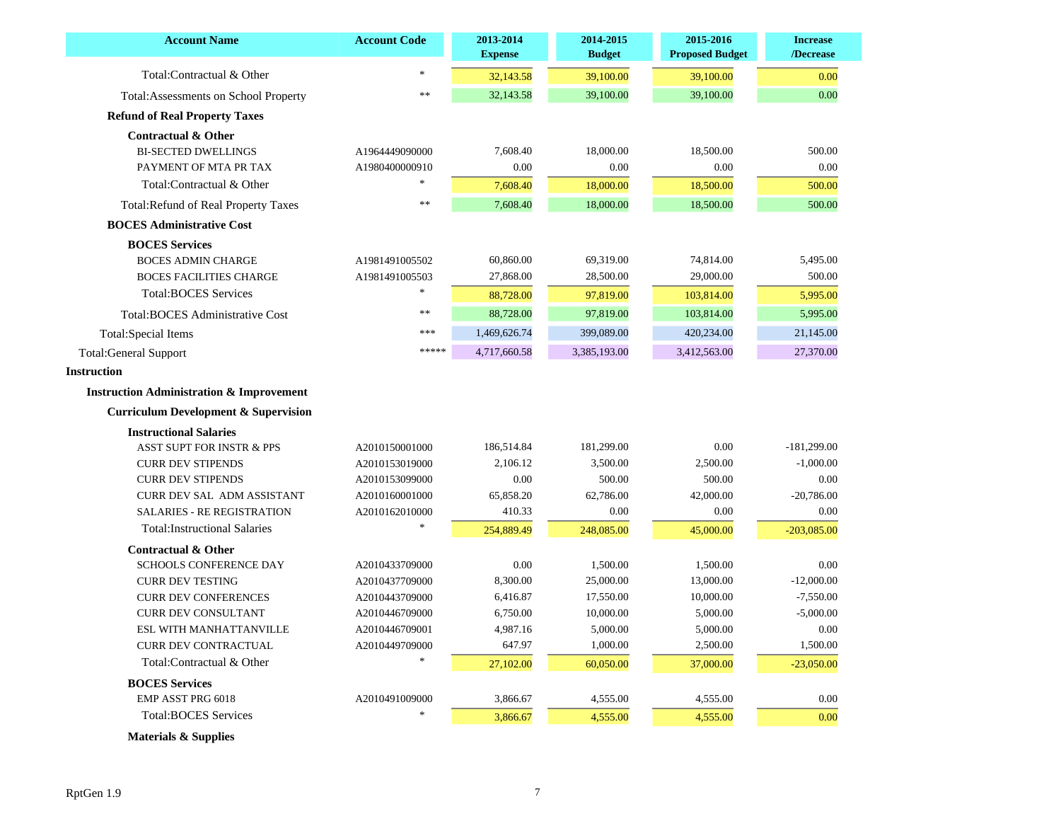| Account Name | Account Code | 2013-2014 Expense | 2014-2015 Budget | 2015-2016 Proposed Budget | Increase /Decrease |
|---|---|---|---|---|---|
| Total:Contractual & Other | * | 32,143.58 | 39,100.00 | 39,100.00 | 0.00 |
| Total:Assessments on School Property | ** | 32,143.58 | 39,100.00 | 39,100.00 | 0.00 |
| **Refund of Real Property Taxes** | | | | | |
| **Contractual & Other** | | | | | |
| BI-SECTED DWELLINGS | A1964449090000 | 7,608.40 | 18,000.00 | 18,500.00 | 500.00 |
| PAYMENT OF MTA PR TAX | A1980400000910 | 0.00 | 0.00 | 0.00 | 0.00 |
| Total:Contractual & Other | * | 7,608.40 | 18,000.00 | 18,500.00 | 500.00 |
| Total:Refund of Real Property Taxes | ** | 7,608.40 | 18,000.00 | 18,500.00 | 500.00 |
| **BOCES Administrative Cost** | | | | | |
| **BOCES Services** | | | | | |
| BOCES ADMIN CHARGE | A1981491005502 | 60,860.00 | 69,319.00 | 74,814.00 | 5,495.00 |
| BOCES FACILITIES CHARGE | A1981491005503 | 27,868.00 | 28,500.00 | 29,000.00 | 500.00 |
| Total:BOCES Services | * | 88,728.00 | 97,819.00 | 103,814.00 | 5,995.00 |
| Total:BOCES Administrative Cost | ** | 88,728.00 | 97,819.00 | 103,814.00 | 5,995.00 |
| Total:Special Items | *** | 1,469,626.74 | 399,089.00 | 420,234.00 | 21,145.00 |
| Total:General Support | ***** | 4,717,660.58 | 3,385,193.00 | 3,412,563.00 | 27,370.00 |
| **Instruction** | | | | | |
| **Instruction Administration & Improvement** | | | | | |
| **Curriculum Development & Supervision** | | | | | |
| **Instructional Salaries** | | | | | |
| ASST SUPT FOR INSTR & PPS | A2010150001000 | 186,514.84 | 181,299.00 | 0.00 | -181,299.00 |
| CURR DEV STIPENDS | A2010153019000 | 2,106.12 | 3,500.00 | 2,500.00 | -1,000.00 |
| CURR DEV STIPENDS | A2010153099000 | 0.00 | 500.00 | 500.00 | 0.00 |
| CURR DEV SAL ADM ASSISTANT | A2010160001000 | 65,858.20 | 62,786.00 | 42,000.00 | -20,786.00 |
| SALARIES - RE REGISTRATION | A2010162010000 | 410.33 | 0.00 | 0.00 | 0.00 |
| Total:Instructional Salaries | * | 254,889.49 | 248,085.00 | 45,000.00 | -203,085.00 |
| **Contractual & Other** | | | | | |
| SCHOOLS CONFERENCE DAY | A2010433709000 | 0.00 | 1,500.00 | 1,500.00 | 0.00 |
| CURR DEV TESTING | A2010437709000 | 8,300.00 | 25,000.00 | 13,000.00 | -12,000.00 |
| CURR DEV CONFERENCES | A2010443709000 | 6,416.87 | 17,550.00 | 10,000.00 | -7,550.00 |
| CURR DEV CONSULTANT | A2010446709000 | 6,750.00 | 10,000.00 | 5,000.00 | -5,000.00 |
| ESL WITH MANHATTANVILLE | A2010446709001 | 4,987.16 | 5,000.00 | 5,000.00 | 0.00 |
| CURR DEV CONTRACTUAL | A2010449709000 | 647.97 | 1,000.00 | 2,500.00 | 1,500.00 |
| Total:Contractual & Other | * | 27,102.00 | 60,050.00 | 37,000.00 | -23,050.00 |
| **BOCES Services** | | | | | |
| EMP ASST PRG 6018 | A2010491009000 | 3,866.67 | 4,555.00 | 4,555.00 | 0.00 |
| Total:BOCES Services | * | 3,866.67 | 4,555.00 | 4,555.00 | 0.00 |
| **Materials & Supplies** | | | | | |

RptGen 1.9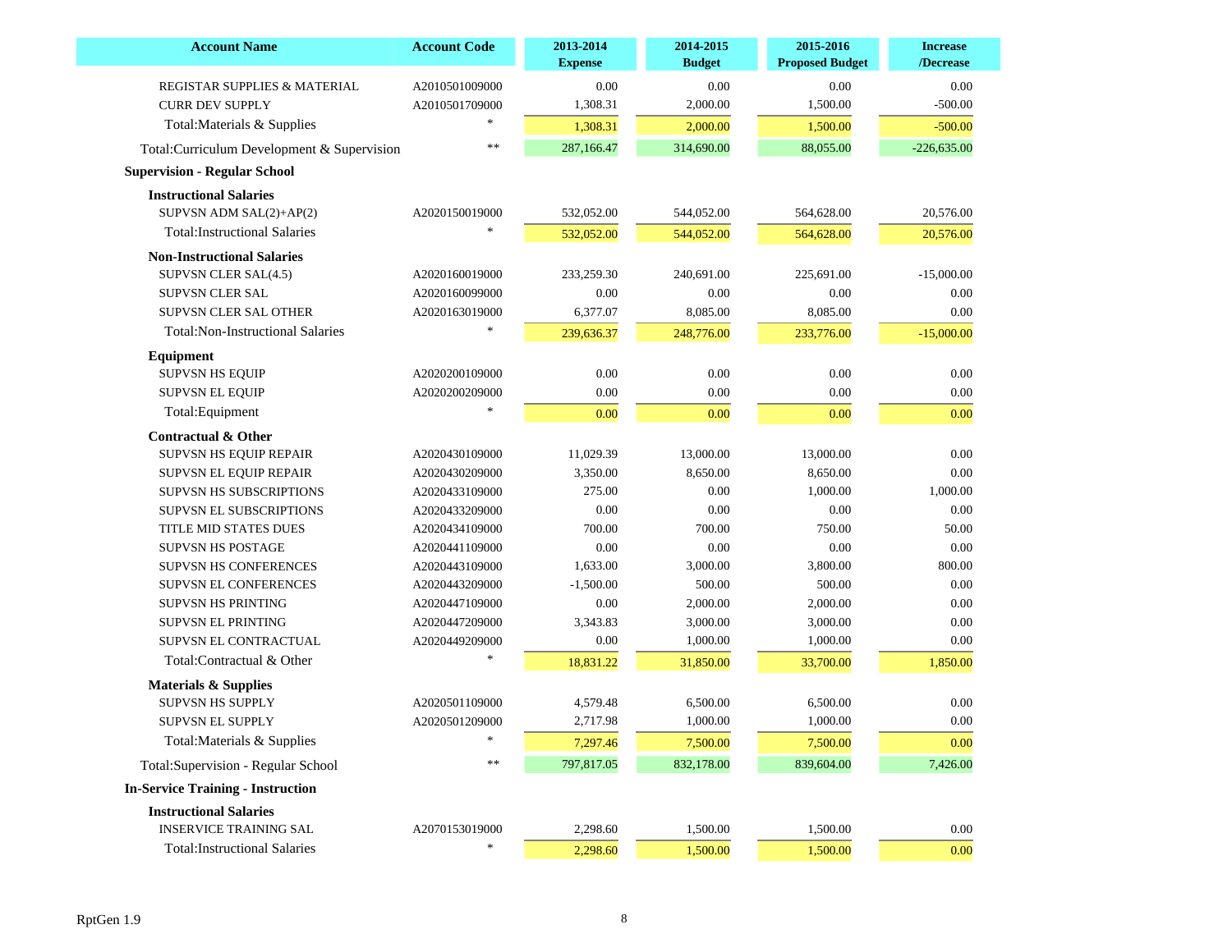| Account Name | Account Code | 2013-2014 Expense | 2014-2015 Budget | 2015-2016 Proposed Budget | Increase /Decrease |
|---|---|---|---|---|---|
| REGISTAR SUPPLIES & MATERIAL | A2010501009000 | 0.00 | 0.00 | 0.00 | 0.00 |
| CURR DEV SUPPLY | A2010501709000 | 1,308.31 | 2,000.00 | 1,500.00 | -500.00 |
| Total:Materials & Supplies | * | 1,308.31 | 2,000.00 | 1,500.00 | -500.00 |
| Total:Curriculum Development & Supervision | ** | 287,166.47 | 314,690.00 | 88,055.00 | -226,635.00 |
| **Supervision - Regular School** | | | | | |
| **Instructional Salaries** | | | | | |
| SUPVSN ADM SAL(2)+AP(2) | A2020150019000 | 532,052.00 | 544,052.00 | 564,628.00 | 20,576.00 |
| Total:Instructional Salaries | * | 532,052.00 | 544,052.00 | 564,628.00 | 20,576.00 |
| **Non-Instructional Salaries** | | | | | |
| SUPVSN CLER SAL(4.5) | A2020160019000 | 233,259.30 | 240,691.00 | 225,691.00 | -15,000.00 |
| SUPVSN CLER SAL | A2020160099000 | 0.00 | 0.00 | 0.00 | 0.00 |
| SUPVSN CLER SAL OTHER | A2020163019000 | 6,377.07 | 8,085.00 | 8,085.00 | 0.00 |
| Total:Non-Instructional Salaries | * | 239,636.37 | 248,776.00 | 233,776.00 | -15,000.00 |
| **Equipment** | | | | | |
| SUPVSN HS EQUIP | A2020200109000 | 0.00 | 0.00 | 0.00 | 0.00 |
| SUPVSN EL EQUIP | A2020200209000 | 0.00 | 0.00 | 0.00 | 0.00 |
| Total:Equipment | * | 0.00 | 0.00 | 0.00 | 0.00 |
| **Contractual & Other** | | | | | |
| SUPVSN HS EQUIP REPAIR | A2020430109000 | 11,029.39 | 13,000.00 | 13,000.00 | 0.00 |
| SUPVSN EL EQUIP REPAIR | A2020430209000 | 3,350.00 | 8,650.00 | 8,650.00 | 0.00 |
| SUPVSN HS SUBSCRIPTIONS | A2020433109000 | 275.00 | 0.00 | 1,000.00 | 1,000.00 |
| SUPVSN EL SUBSCRIPTIONS | A2020433209000 | 0.00 | 0.00 | 0.00 | 0.00 |
| TITLE MID STATES DUES | A2020434109000 | 700.00 | 700.00 | 750.00 | 50.00 |
| SUPVSN HS POSTAGE | A2020441109000 | 0.00 | 0.00 | 0.00 | 0.00 |
| SUPVSN HS CONFERENCES | A2020443109000 | 1,633.00 | 3,000.00 | 3,800.00 | 800.00 |
| SUPVSN EL CONFERENCES | A2020443209000 | -1,500.00 | 500.00 | 500.00 | 0.00 |
| SUPVSN HS PRINTING | A2020447109000 | 0.00 | 2,000.00 | 2,000.00 | 0.00 |
| SUPVSN EL PRINTING | A2020447209000 | 3,343.83 | 3,000.00 | 3,000.00 | 0.00 |
| SUPVSN EL CONTRACTUAL | A2020449209000 | 0.00 | 1,000.00 | 1,000.00 | 0.00 |
| Total:Contractual & Other | * | 18,831.22 | 31,850.00 | 33,700.00 | 1,850.00 |
| **Materials & Supplies** | | | | | |
| SUPVSN HS SUPPLY | A2020501109000 | 4,579.48 | 6,500.00 | 6,500.00 | 0.00 |
| SUPVSN EL SUPPLY | A2020501209000 | 2,717.98 | 1,000.00 | 1,000.00 | 0.00 |
| Total:Materials & Supplies | * | 7,297.46 | 7,500.00 | 7,500.00 | 0.00 |
| Total:Supervision - Regular School | ** | 797,817.05 | 832,178.00 | 839,604.00 | 7,426.00 |
| **In-Service Training - Instruction** | | | | | |
| **Instructional Salaries** | | | | | |
| INSERVICE TRAINING SAL | A2070153019000 | 2,298.60 | 1,500.00 | 1,500.00 | 0.00 |
| Total:Instructional Salaries | * | 2,298.60 | 1,500.00 | 1,500.00 | 0.00 |

RptGen 1.9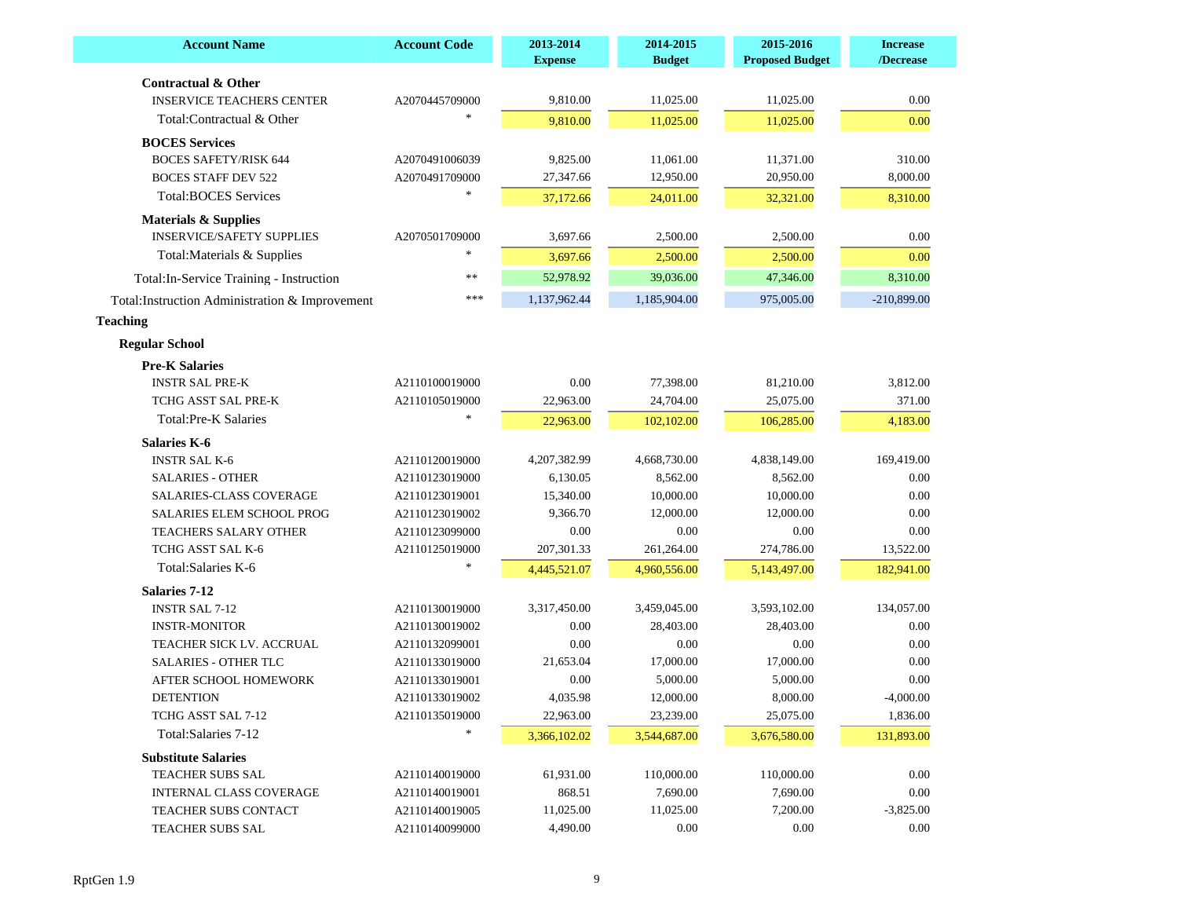| Account Name | Account Code | 2013-2014 Expense | 2014-2015 Budget | 2015-2016 Proposed Budget | Increase /Decrease |
|---|---|---|---|---|---|
| **Contractual & Other** | | | | | |
| INSERVICE TEACHERS CENTER | A2070445709000 | 9,810.00 | 11,025.00 | 11,025.00 | 0.00 |
| Total:Contractual & Other | * | 9,810.00 | 11,025.00 | 11,025.00 | 0.00 |
| **BOCES Services** | | | | | |
| BOCES SAFETY/RISK 644 | A2070491006039 | 9,825.00 | 11,061.00 | 11,371.00 | 310.00 |
| BOCES STAFF DEV 522 | A2070491709000 | 27,347.66 | 12,950.00 | 20,950.00 | 8,000.00 |
| Total:BOCES Services | * | 37,172.66 | 24,011.00 | 32,321.00 | 8,310.00 |
| **Materials & Supplies** | | | | | |
| INSERVICE/SAFETY SUPPLIES | A2070501709000 | 3,697.66 | 2,500.00 | 2,500.00 | 0.00 |
| Total:Materials & Supplies | * | 3,697.66 | 2,500.00 | 2,500.00 | 0.00 |
| Total:In-Service Training - Instruction | ** | 52,978.92 | 39,036.00 | 47,346.00 | 8,310.00 |
| Total:Instruction Administration & Improvement | *** | 1,137,962.44 | 1,185,904.00 | 975,005.00 | -210,899.00 |
| **Teaching** | | | | | |
| **Regular School** | | | | | |
| **Pre-K Salaries** | | | | | |
| INSTR SAL PRE-K | A2110100019000 | 0.00 | 77,398.00 | 81,210.00 | 3,812.00 |
| TCHG ASST SAL PRE-K | A2110105019000 | 22,963.00 | 24,704.00 | 25,075.00 | 371.00 |
| Total:Pre-K Salaries | * | 22,963.00 | 102,102.00 | 106,285.00 | 4,183.00 |
| **Salaries K-6** | | | | | |
| INSTR SAL K-6 | A2110120019000 | 4,207,382.99 | 4,668,730.00 | 4,838,149.00 | 169,419.00 |
| SALARIES - OTHER | A2110123019000 | 6,130.05 | 8,562.00 | 8,562.00 | 0.00 |
| SALARIES-CLASS COVERAGE | A2110123019001 | 15,340.00 | 10,000.00 | 10,000.00 | 0.00 |
| SALARIES ELEM SCHOOL PROG | A2110123019002 | 9,366.70 | 12,000.00 | 12,000.00 | 0.00 |
| TEACHERS SALARY OTHER | A2110123099000 | 0.00 | 0.00 | 0.00 | 0.00 |
| TCHG ASST SAL K-6 | A2110125019000 | 207,301.33 | 261,264.00 | 274,786.00 | 13,522.00 |
| Total:Salaries K-6 | * | 4,445,521.07 | 4,960,556.00 | 5,143,497.00 | 182,941.00 |
| **Salaries 7-12** | | | | | |
| INSTR SAL 7-12 | A2110130019000 | 3,317,450.00 | 3,459,045.00 | 3,593,102.00 | 134,057.00 |
| INSTR-MONITOR | A2110130019002 | 0.00 | 28,403.00 | 28,403.00 | 0.00 |
| TEACHER SICK LV. ACCRUAL | A2110132099001 | 0.00 | 0.00 | 0.00 | 0.00 |
| SALARIES - OTHER TLC | A2110133019000 | 21,653.04 | 17,000.00 | 17,000.00 | 0.00 |
| AFTER SCHOOL HOMEWORK | A2110133019001 | 0.00 | 5,000.00 | 5,000.00 | 0.00 |
| DETENTION | A2110133019002 | 4,035.98 | 12,000.00 | 8,000.00 | -4,000.00 |
| TCHG ASST SAL 7-12 | A2110135019000 | 22,963.00 | 23,239.00 | 25,075.00 | 1,836.00 |
| Total:Salaries 7-12 | * | 3,366,102.02 | 3,544,687.00 | 3,676,580.00 | 131,893.00 |
| **Substitute Salaries** | | | | | |
| TEACHER SUBS SAL | A2110140019000 | 61,931.00 | 110,000.00 | 110,000.00 | 0.00 |
| INTERNAL CLASS COVERAGE | A2110140019001 | 868.51 | 7,690.00 | 7,690.00 | 0.00 |
| TEACHER SUBS CONTACT | A2110140019005 | 11,025.00 | 11,025.00 | 7,200.00 | -3,825.00 |
| TEACHER SUBS SAL | A2110140099000 | 4,490.00 | 0.00 | 0.00 | 0.00 |

RptGen 1.9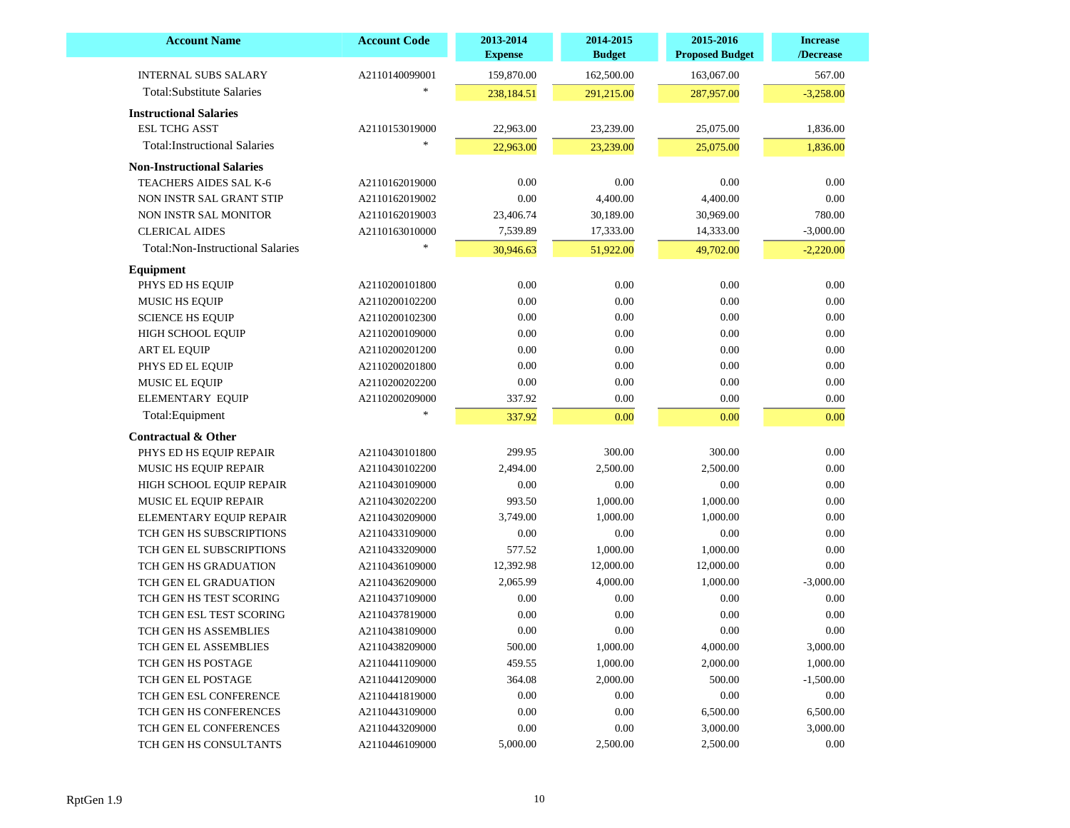| Account Name | Account Code | 2013-2014 Expense | 2014-2015 Budget | 2015-2016 Proposed Budget | Increase /Decrease |
|---|---|---|---|---|---|
| INTERNAL SUBS SALARY | A2110140099001 | 159,870.00 | 162,500.00 | 163,067.00 | 567.00 |
| Total:Substitute Salaries | * | 238,184.51 | 291,215.00 | 287,957.00 | -3,258.00 |
| **Instructional Salaries** | | | | | |
| ESL TCHG ASST | A2110153019000 | 22,963.00 | 23,239.00 | 25,075.00 | 1,836.00 |
| Total:Instructional Salaries | * | 22,963.00 | 23,239.00 | 25,075.00 | 1,836.00 |
| **Non-Instructional Salaries** | | | | | |
| TEACHERS AIDES SAL K-6 | A2110162019000 | 0.00 | 0.00 | 0.00 | 0.00 |
| NON INSTR SAL GRANT STIP | A2110162019002 | 0.00 | 4,400.00 | 4,400.00 | 0.00 |
| NON INSTR SAL MONITOR | A2110162019003 | 23,406.74 | 30,189.00 | 30,969.00 | 780.00 |
| CLERICAL AIDES | A2110163010000 | 7,539.89 | 17,333.00 | 14,333.00 | -3,000.00 |
| Total:Non-Instructional Salaries | * | 30,946.63 | 51,922.00 | 49,702.00 | -2,220.00 |
| **Equipment** | | | | | |
| PHYS ED HS EQUIP | A2110200101800 | 0.00 | 0.00 | 0.00 | 0.00 |
| MUSIC HS EQUIP | A2110200102200 | 0.00 | 0.00 | 0.00 | 0.00 |
| SCIENCE HS EQUIP | A2110200102300 | 0.00 | 0.00 | 0.00 | 0.00 |
| HIGH SCHOOL EQUIP | A2110200109000 | 0.00 | 0.00 | 0.00 | 0.00 |
| ART EL EQUIP | A2110200201200 | 0.00 | 0.00 | 0.00 | 0.00 |
| PHYS ED EL EQUIP | A2110200201800 | 0.00 | 0.00 | 0.00 | 0.00 |
| MUSIC EL EQUIP | A2110200202200 | 0.00 | 0.00 | 0.00 | 0.00 |
| ELEMENTARY EQUIP | A2110200209000 | 337.92 | 0.00 | 0.00 | 0.00 |
| Total:Equipment | * | 337.92 | 0.00 | 0.00 | 0.00 |
| **Contractual & Other** | | | | | |
| PHYS ED HS EQUIP REPAIR | A2110430101800 | 299.95 | 300.00 | 300.00 | 0.00 |
| MUSIC HS EQUIP REPAIR | A2110430102200 | 2,494.00 | 2,500.00 | 2,500.00 | 0.00 |
| HIGH SCHOOL EQUIP REPAIR | A2110430109000 | 0.00 | 0.00 | 0.00 | 0.00 |
| MUSIC EL EQUIP REPAIR | A2110430202200 | 993.50 | 1,000.00 | 1,000.00 | 0.00 |
| ELEMENTARY EQUIP REPAIR | A2110430209000 | 3,749.00 | 1,000.00 | 1,000.00 | 0.00 |
| TCH GEN HS SUBSCRIPTIONS | A2110433109000 | 0.00 | 0.00 | 0.00 | 0.00 |
| TCH GEN EL SUBSCRIPTIONS | A2110433209000 | 577.52 | 1,000.00 | 1,000.00 | 0.00 |
| TCH GEN HS GRADUATION | A2110436109000 | 12,392.98 | 12,000.00 | 12,000.00 | 0.00 |
| TCH GEN EL GRADUATION | A2110436209000 | 2,065.99 | 4,000.00 | 1,000.00 | -3,000.00 |
| TCH GEN HS TEST SCORING | A2110437109000 | 0.00 | 0.00 | 0.00 | 0.00 |
| TCH GEN ESL TEST SCORING | A2110437819000 | 0.00 | 0.00 | 0.00 | 0.00 |
| TCH GEN HS ASSEMBLIES | A2110438109000 | 0.00 | 0.00 | 0.00 | 0.00 |
| TCH GEN EL ASSEMBLIES | A2110438209000 | 500.00 | 1,000.00 | 4,000.00 | 3,000.00 |
| TCH GEN HS POSTAGE | A2110441109000 | 459.55 | 1,000.00 | 2,000.00 | 1,000.00 |
| TCH GEN EL POSTAGE | A2110441209000 | 364.08 | 2,000.00 | 500.00 | -1,500.00 |
| TCH GEN ESL CONFERENCE | A2110441819000 | 0.00 | 0.00 | 0.00 | 0.00 |
| TCH GEN HS CONFERENCES | A2110443109000 | 0.00 | 0.00 | 6,500.00 | 6,500.00 |
| TCH GEN EL CONFERENCES | A2110443209000 | 0.00 | 0.00 | 3,000.00 | 3,000.00 |
| TCH GEN HS CONSULTANTS | A2110446109000 | 5,000.00 | 2,500.00 | 2,500.00 | 0.00 |

RptGen 1.9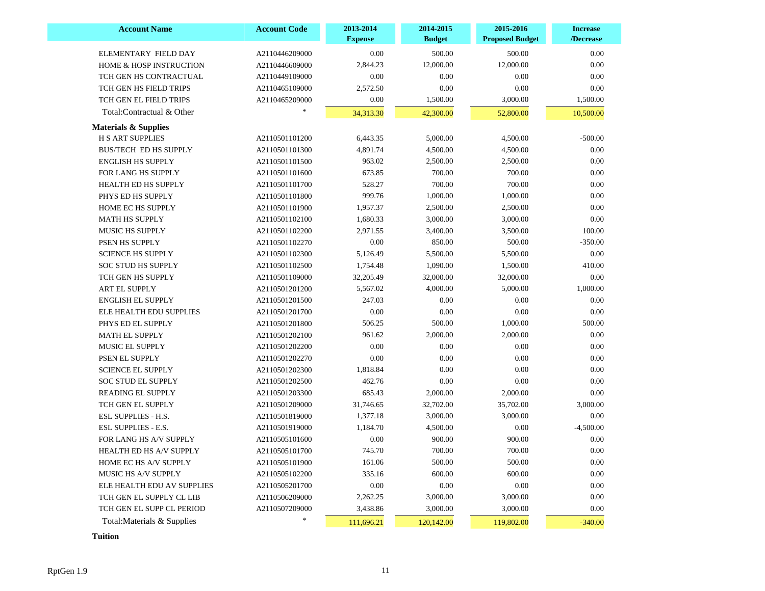| Account Name | Account Code | 2013-2014 Expense | 2014-2015 Budget | 2015-2016 Proposed Budget | Increase /Decrease |
|---|---|---|---|---|---|
| ELEMENTARY FIELD DAY | A2110446209000 | 0.00 | 500.00 | 500.00 | 0.00 |
| HOME & HOSP INSTRUCTION | A2110446609000 | 2,844.23 | 12,000.00 | 12,000.00 | 0.00 |
| TCH GEN HS CONTRACTUAL | A2110449109000 | 0.00 | 0.00 | 0.00 | 0.00 |
| TCH GEN HS FIELD TRIPS | A2110465109000 | 2,572.50 | 0.00 | 0.00 | 0.00 |
| TCH GEN EL FIELD TRIPS | A2110465209000 | 0.00 | 1,500.00 | 3,000.00 | 1,500.00 |
| Total:Contractual & Other | * | 34,313.30 | 42,300.00 | 52,800.00 | 10,500.00 |
| **Materials & Supplies** | | | | | |
| H S ART SUPPLIES | A2110501101200 | 6,443.35 | 5,000.00 | 4,500.00 | -500.00 |
| BUS/TECH ED HS SUPPLY | A2110501101300 | 4,891.74 | 4,500.00 | 4,500.00 | 0.00 |
| ENGLISH HS SUPPLY | A2110501101500 | 963.02 | 2,500.00 | 2,500.00 | 0.00 |
| FOR LANG HS SUPPLY | A2110501101600 | 673.85 | 700.00 | 700.00 | 0.00 |
| HEALTH ED HS SUPPLY | A2110501101700 | 528.27 | 700.00 | 700.00 | 0.00 |
| PHYS ED HS SUPPLY | A2110501101800 | 999.76 | 1,000.00 | 1,000.00 | 0.00 |
| HOME EC HS SUPPLY | A2110501101900 | 1,957.37 | 2,500.00 | 2,500.00 | 0.00 |
| MATH HS SUPPLY | A2110501102100 | 1,680.33 | 3,000.00 | 3,000.00 | 0.00 |
| MUSIC HS SUPPLY | A2110501102200 | 2,971.55 | 3,400.00 | 3,500.00 | 100.00 |
| PSEN HS SUPPLY | A2110501102270 | 0.00 | 850.00 | 500.00 | -350.00 |
| SCIENCE HS SUPPLY | A2110501102300 | 5,126.49 | 5,500.00 | 5,500.00 | 0.00 |
| SOC STUD HS SUPPLY | A2110501102500 | 1,754.48 | 1,090.00 | 1,500.00 | 410.00 |
| TCH GEN HS SUPPLY | A2110501109000 | 32,205.49 | 32,000.00 | 32,000.00 | 0.00 |
| ART EL SUPPLY | A2110501201200 | 5,567.02 | 4,000.00 | 5,000.00 | 1,000.00 |
| ENGLISH EL SUPPLY | A2110501201500 | 247.03 | 0.00 | 0.00 | 0.00 |
| ELE HEALTH EDU SUPPLIES | A2110501201700 | 0.00 | 0.00 | 0.00 | 0.00 |
| PHYS ED EL SUPPLY | A2110501201800 | 506.25 | 500.00 | 1,000.00 | 500.00 |
| MATH EL SUPPLY | A2110501202100 | 961.62 | 2,000.00 | 2,000.00 | 0.00 |
| MUSIC EL SUPPLY | A2110501202200 | 0.00 | 0.00 | 0.00 | 0.00 |
| PSEN EL SUPPLY | A2110501202270 | 0.00 | 0.00 | 0.00 | 0.00 |
| SCIENCE EL SUPPLY | A2110501202300 | 1,818.84 | 0.00 | 0.00 | 0.00 |
| SOC STUD EL SUPPLY | A2110501202500 | 462.76 | 0.00 | 0.00 | 0.00 |
| READING EL SUPPLY | A2110501203300 | 685.43 | 2,000.00 | 2,000.00 | 0.00 |
| TCH GEN EL SUPPLY | A2110501209000 | 31,746.65 | 32,702.00 | 35,702.00 | 3,000.00 |
| ESL SUPPLIES - H.S. | A2110501819000 | 1,377.18 | 3,000.00 | 3,000.00 | 0.00 |
| ESL SUPPLIES - E.S. | A2110501919000 | 1,184.70 | 4,500.00 | 0.00 | -4,500.00 |
| FOR LANG HS A/V SUPPLY | A2110505101600 | 0.00 | 900.00 | 900.00 | 0.00 |
| HEALTH ED HS A/V SUPPLY | A2110505101700 | 745.70 | 700.00 | 700.00 | 0.00 |
| HOME EC HS A/V SUPPLY | A2110505101900 | 161.06 | 500.00 | 500.00 | 0.00 |
| MUSIC HS A/V SUPPLY | A2110505102200 | 335.16 | 600.00 | 600.00 | 0.00 |
| ELE HEALTH EDU AV SUPPLIES | A2110505201700 | 0.00 | 0.00 | 0.00 | 0.00 |
| TCH GEN EL SUPPLY CL LIB | A2110506209000 | 2,262.25 | 3,000.00 | 3,000.00 | 0.00 |
| TCH GEN EL SUPP CL PERIOD | A2110507209000 | 3,438.86 | 3,000.00 | 3,000.00 | 0.00 |
| Total:Materials & Supplies | * | 111,696.21 | 120,142.00 | 119,802.00 | -340.00 |
| **Tuition** | | | | | |

RptGen 1.9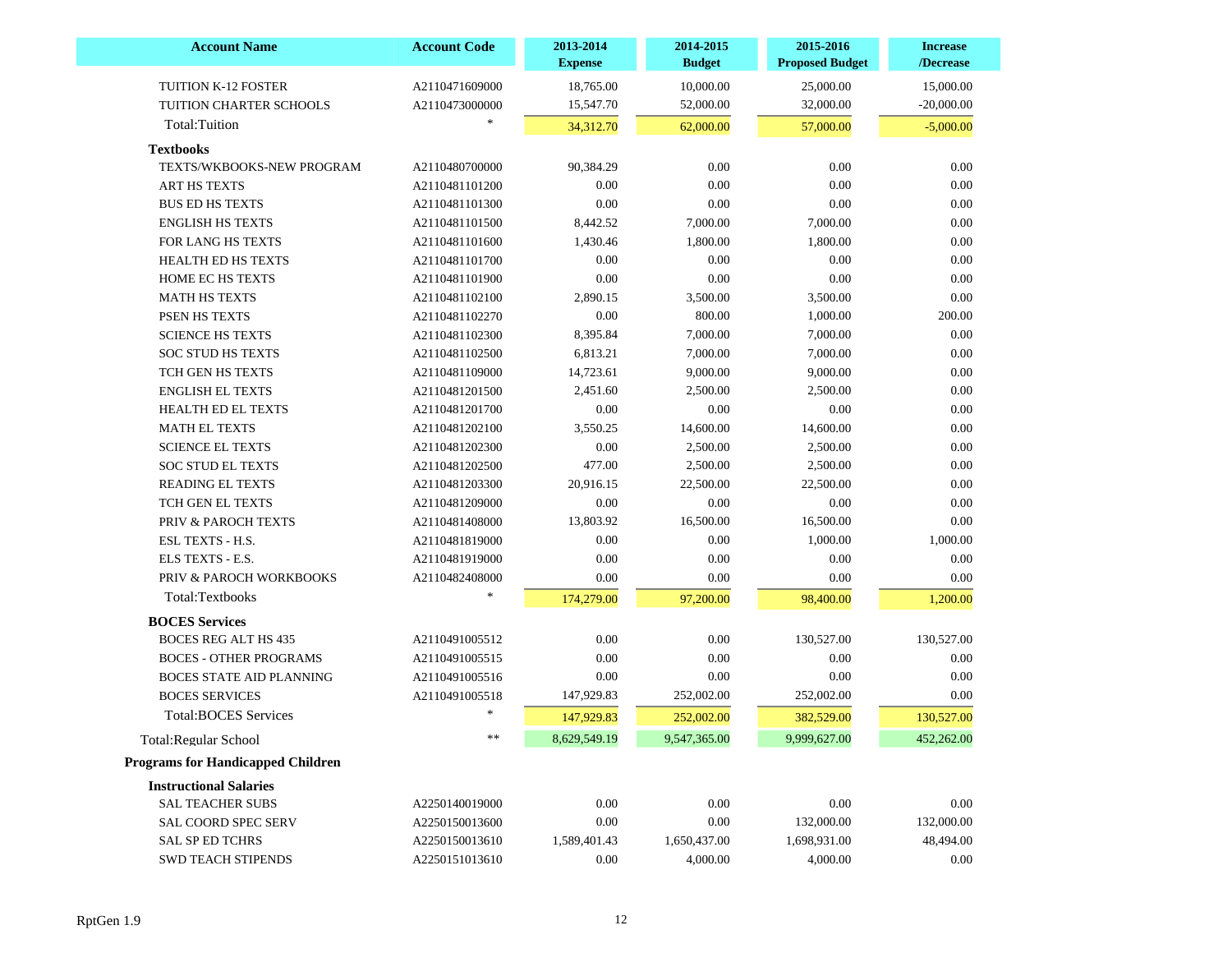| Account Name | Account Code | 2013-2014 Expense | 2014-2015 Budget | 2015-2016 Proposed Budget | Increase /Decrease |
|---|---|---|---|---|---|
| TUITION K-12 FOSTER | A2110471609000 | 18,765.00 | 10,000.00 | 25,000.00 | 15,000.00 |
| TUITION CHARTER SCHOOLS | A2110473000000 | 15,547.70 | 52,000.00 | 32,000.00 | -20,000.00 |
| Total:Tuition | * | 34,312.70 | 62,000.00 | 57,000.00 | -5,000.00 |
| **Textbooks** | | | | | |
| TEXTS/WKBOOKS-NEW PROGRAM | A2110480700000 | 90,384.29 | 0.00 | 0.00 | 0.00 |
| ART HS TEXTS | A2110481101200 | 0.00 | 0.00 | 0.00 | 0.00 |
| BUS ED HS TEXTS | A2110481101300 | 0.00 | 0.00 | 0.00 | 0.00 |
| ENGLISH HS TEXTS | A2110481101500 | 8,442.52 | 7,000.00 | 7,000.00 | 0.00 |
| FOR LANG HS TEXTS | A2110481101600 | 1,430.46 | 1,800.00 | 1,800.00 | 0.00 |
| HEALTH ED HS TEXTS | A2110481101700 | 0.00 | 0.00 | 0.00 | 0.00 |
| HOME EC HS TEXTS | A2110481101900 | 0.00 | 0.00 | 0.00 | 0.00 |
| MATH HS TEXTS | A2110481102100 | 2,890.15 | 3,500.00 | 3,500.00 | 0.00 |
| PSEN HS TEXTS | A2110481102270 | 0.00 | 800.00 | 1,000.00 | 200.00 |
| SCIENCE HS TEXTS | A2110481102300 | 8,395.84 | 7,000.00 | 7,000.00 | 0.00 |
| SOC STUD HS TEXTS | A2110481102500 | 6,813.21 | 7,000.00 | 7,000.00 | 0.00 |
| TCH GEN HS TEXTS | A2110481109000 | 14,723.61 | 9,000.00 | 9,000.00 | 0.00 |
| ENGLISH EL TEXTS | A2110481201500 | 2,451.60 | 2,500.00 | 2,500.00 | 0.00 |
| HEALTH ED EL TEXTS | A2110481201700 | 0.00 | 0.00 | 0.00 | 0.00 |
| MATH EL TEXTS | A2110481202100 | 3,550.25 | 14,600.00 | 14,600.00 | 0.00 |
| SCIENCE EL TEXTS | A2110481202300 | 0.00 | 2,500.00 | 2,500.00 | 0.00 |
| SOC STUD EL TEXTS | A2110481202500 | 477.00 | 2,500.00 | 2,500.00 | 0.00 |
| READING EL TEXTS | A2110481203300 | 20,916.15 | 22,500.00 | 22,500.00 | 0.00 |
| TCH GEN EL TEXTS | A2110481209000 | 0.00 | 0.00 | 0.00 | 0.00 |
| PRIV & PAROCH TEXTS | A2110481408000 | 13,803.92 | 16,500.00 | 16,500.00 | 0.00 |
| ESL TEXTS - H.S. | A2110481819000 | 0.00 | 0.00 | 1,000.00 | 1,000.00 |
| ELS TEXTS - E.S. | A2110481919000 | 0.00 | 0.00 | 0.00 | 0.00 |
| PRIV & PAROCH WORKBOOKS | A2110482408000 | 0.00 | 0.00 | 0.00 | 0.00 |
| Total:Textbooks | * | 174,279.00 | 97,200.00 | 98,400.00 | 1,200.00 |
| **BOCES Services** | | | | | |
| BOCES REG ALT HS 435 | A2110491005512 | 0.00 | 0.00 | 130,527.00 | 130,527.00 |
| BOCES - OTHER PROGRAMS | A2110491005515 | 0.00 | 0.00 | 0.00 | 0.00 |
| BOCES STATE AID PLANNING | A2110491005516 | 0.00 | 0.00 | 0.00 | 0.00 |
| BOCES SERVICES | A2110491005518 | 147,929.83 | 252,002.00 | 252,002.00 | 0.00 |
| Total:BOCES Services | * | 147,929.83 | 252,002.00 | 382,529.00 | 130,527.00 |
| Total:Regular School | ** | 8,629,549.19 | 9,547,365.00 | 9,999,627.00 | 452,262.00 |
| **Programs for Handicapped Children** | | | | | |
| **Instructional Salaries** | | | | | |
| SAL TEACHER SUBS | A2250140019000 | 0.00 | 0.00 | 0.00 | 0.00 |
| SAL COORD SPEC SERV | A2250150013600 | 0.00 | 0.00 | 132,000.00 | 132,000.00 |
| SAL SP ED TCHRS | A2250150013610 | 1,589,401.43 | 1,650,437.00 | 1,698,931.00 | 48,494.00 |
| SWD TEACH STIPENDS | A2250151013610 | 0.00 | 4,000.00 | 4,000.00 | 0.00 |

RptGen 1.9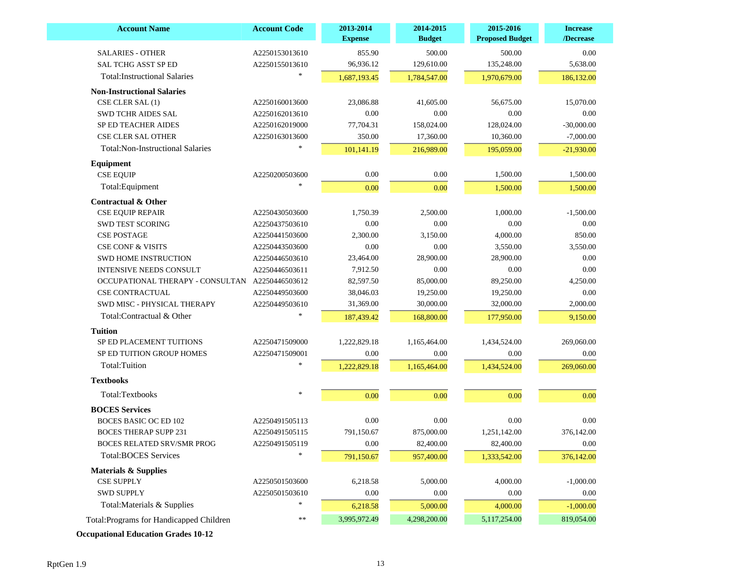| Account Name | Account Code | 2013-2014 Expense | 2014-2015 Budget | 2015-2016 Proposed Budget | Increase /Decrease |
|---|---|---|---|---|---|
| SALARIES - OTHER | A2250153013610 | 855.90 | 500.00 | 500.00 | 0.00 |
| SAL TCHG ASST SP ED | A2250155013610 | 96,936.12 | 129,610.00 | 135,248.00 | 5,638.00 |
| Total:Instructional Salaries | * | 1,687,193.45 | 1,784,547.00 | 1,970,679.00 | 186,132.00 |
| **Non-Instructional Salaries** | | | | | |
| CSE CLER SAL (1) | A2250160013600 | 23,086.88 | 41,605.00 | 56,675.00 | 15,070.00 |
| SWD TCHR AIDES SAL | A2250162013610 | 0.00 | 0.00 | 0.00 | 0.00 |
| SP ED TEACHER AIDES | A2250162019000 | 77,704.31 | 158,024.00 | 128,024.00 | -30,000.00 |
| CSE CLER SAL OTHER | A2250163013600 | 350.00 | 17,360.00 | 10,360.00 | -7,000.00 |
| Total:Non-Instructional Salaries | * | 101,141.19 | 216,989.00 | 195,059.00 | -21,930.00 |
| **Equipment** | | | | | |
| CSE EQUIP | A2250200503600 | 0.00 | 0.00 | 1,500.00 | 1,500.00 |
| Total:Equipment | * | 0.00 | 0.00 | 1,500.00 | 1,500.00 |
| **Contractual & Other** | | | | | |
| CSE EQUIP REPAIR | A2250430503600 | 1,750.39 | 2,500.00 | 1,000.00 | -1,500.00 |
| SWD TEST SCORING | A2250437503610 | 0.00 | 0.00 | 0.00 | 0.00 |
| CSE POSTAGE | A2250441503600 | 2,300.00 | 3,150.00 | 4,000.00 | 850.00 |
| CSE CONF & VISITS | A2250443503600 | 0.00 | 0.00 | 3,550.00 | 3,550.00 |
| SWD HOME INSTRUCTION | A2250446503610 | 23,464.00 | 28,900.00 | 28,900.00 | 0.00 |
| INTENSIVE NEEDS CONSULT | A2250446503611 | 7,912.50 | 0.00 | 0.00 | 0.00 |
| OCCUPATIONAL THERAPY - CONSULTAN | A2250446503612 | 82,597.50 | 85,000.00 | 89,250.00 | 4,250.00 |
| CSE CONTRACTUAL | A2250449503600 | 38,046.03 | 19,250.00 | 19,250.00 | 0.00 |
| SWD MISC - PHYSICAL THERAPY | A2250449503610 | 31,369.00 | 30,000.00 | 32,000.00 | 2,000.00 |
| Total:Contractual & Other | * | 187,439.42 | 168,800.00 | 177,950.00 | 9,150.00 |
| **Tuition** | | | | | |
| SP ED PLACEMENT TUITIONS | A2250471509000 | 1,222,829.18 | 1,165,464.00 | 1,434,524.00 | 269,060.00 |
| SP ED TUITION GROUP HOMES | A2250471509001 | 0.00 | 0.00 | 0.00 | 0.00 |
| Total:Tuition | * | 1,222,829.18 | 1,165,464.00 | 1,434,524.00 | 269,060.00 |
| **Textbooks** | | | | | |
| Total:Textbooks | * | 0.00 | 0.00 | 0.00 | 0.00 |
| **BOCES Services** | | | | | |
| BOCES BASIC OC ED 102 | A2250491505113 | 0.00 | 0.00 | 0.00 | 0.00 |
| BOCES THERAP SUPP 231 | A2250491505115 | 791,150.67 | 875,000.00 | 1,251,142.00 | 376,142.00 |
| BOCES RELATED SRV/SMR PROG | A2250491505119 | 0.00 | 82,400.00 | 82,400.00 | 0.00 |
| Total:BOCES Services | * | 791,150.67 | 957,400.00 | 1,333,542.00 | 376,142.00 |
| **Materials & Supplies** | | | | | |
| CSE SUPPLY | A2250501503600 | 6,218.58 | 5,000.00 | 4,000.00 | -1,000.00 |
| SWD SUPPLY | A2250501503610 | 0.00 | 0.00 | 0.00 | 0.00 |
| Total:Materials & Supplies | * | 6,218.58 | 5,000.00 | 4,000.00 | -1,000.00 |
| Total:Programs for Handicapped Children | ** | 3,995,972.49 | 4,298,200.00 | 5,117,254.00 | 819,054.00 |

**Occupational Education Grades 10-12**

RptGen 1.9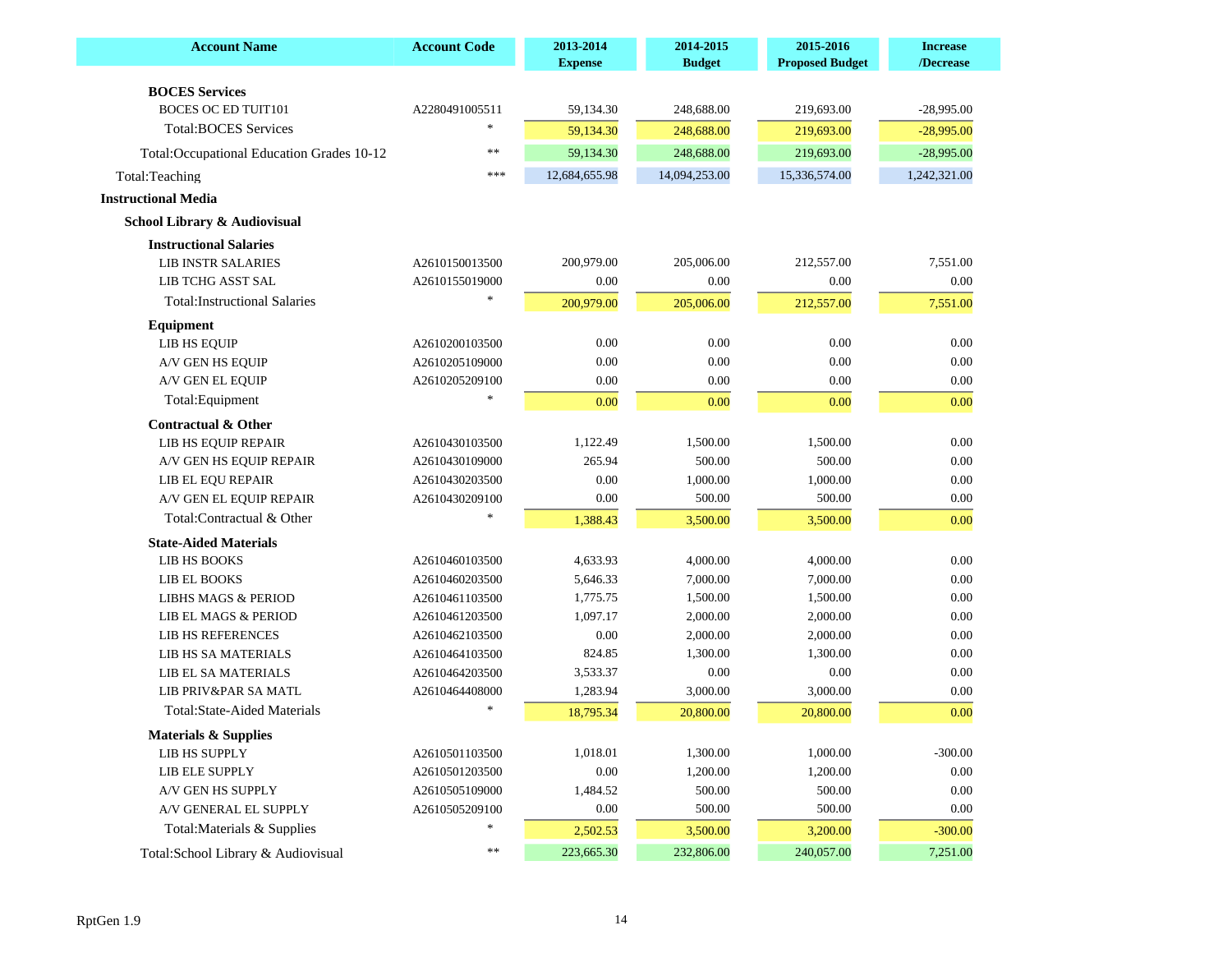| Account Name | Account Code | 2013-2014 Expense | 2014-2015 Budget | 2015-2016 Proposed Budget | Increase /Decrease |
|---|---|---|---|---|---|
| **BOCES Services** | | | | | |
| BOCES OC ED TUIT101 | A2280491005511 | 59,134.30 | 248,688.00 | 219,693.00 | -28,995.00 |
| Total:BOCES Services | * | 59,134.30 | 248,688.00 | 219,693.00 | -28,995.00 |
| Total:Occupational Education Grades 10-12 | ** | 59,134.30 | 248,688.00 | 219,693.00 | -28,995.00 |
| Total:Teaching | *** | 12,684,655.98 | 14,094,253.00 | 15,336,574.00 | 1,242,321.00 |
| **Instructional Media** | | | | | |
| **School Library & Audiovisual** | | | | | |
| **Instructional Salaries** | | | | | |
| LIB INSTR SALARIES | A2610150013500 | 200,979.00 | 205,006.00 | 212,557.00 | 7,551.00 |
| LIB TCHG ASST SAL | A2610155019000 | 0.00 | 0.00 | 0.00 | 0.00 |
| Total:Instructional Salaries | * | 200,979.00 | 205,006.00 | 212,557.00 | 7,551.00 |
| **Equipment** | | | | | |
| LIB HS EQUIP | A2610200103500 | 0.00 | 0.00 | 0.00 | 0.00 |
| A/V GEN HS EQUIP | A2610205109000 | 0.00 | 0.00 | 0.00 | 0.00 |
| A/V GEN EL EQUIP | A2610205209100 | 0.00 | 0.00 | 0.00 | 0.00 |
| Total:Equipment | * | 0.00 | 0.00 | 0.00 | 0.00 |
| **Contractual & Other** | | | | | |
| LIB HS EQUIP REPAIR | A2610430103500 | 1,122.49 | 1,500.00 | 1,500.00 | 0.00 |
| A/V GEN HS EQUIP REPAIR | A2610430109000 | 265.94 | 500.00 | 500.00 | 0.00 |
| LIB EL EQU REPAIR | A2610430203500 | 0.00 | 1,000.00 | 1,000.00 | 0.00 |
| A/V GEN EL EQUIP REPAIR | A2610430209100 | 0.00 | 500.00 | 500.00 | 0.00 |
| Total:Contractual & Other | * | 1,388.43 | 3,500.00 | 3,500.00 | 0.00 |
| **State-Aided Materials** | | | | | |
| LIB HS BOOKS | A2610460103500 | 4,633.93 | 4,000.00 | 4,000.00 | 0.00 |
| LIB EL BOOKS | A2610460203500 | 5,646.33 | 7,000.00 | 7,000.00 | 0.00 |
| LIBHS MAGS & PERIOD | A2610461103500 | 1,775.75 | 1,500.00 | 1,500.00 | 0.00 |
| LIB EL MAGS & PERIOD | A2610461203500 | 1,097.17 | 2,000.00 | 2,000.00 | 0.00 |
| LIB HS REFERENCES | A2610462103500 | 0.00 | 2,000.00 | 2,000.00 | 0.00 |
| LIB HS SA MATERIALS | A2610464103500 | 824.85 | 1,300.00 | 1,300.00 | 0.00 |
| LIB EL SA MATERIALS | A2610464203500 | 3,533.37 | 0.00 | 0.00 | 0.00 |
| LIB PRIV&PAR SA MATL | A2610464408000 | 1,283.94 | 3,000.00 | 3,000.00 | 0.00 |
| Total:State-Aided Materials | * | 18,795.34 | 20,800.00 | 20,800.00 | 0.00 |
| **Materials & Supplies** | | | | | |
| LIB HS SUPPLY | A2610501103500 | 1,018.01 | 1,300.00 | 1,000.00 | -300.00 |
| LIB ELE SUPPLY | A2610501203500 | 0.00 | 1,200.00 | 1,200.00 | 0.00 |
| A/V GEN HS SUPPLY | A2610505109000 | 1,484.52 | 500.00 | 500.00 | 0.00 |
| A/V GENERAL EL SUPPLY | A2610505209100 | 0.00 | 500.00 | 500.00 | 0.00 |
| Total:Materials & Supplies | * | 2,502.53 | 3,500.00 | 3,200.00 | -300.00 |
| Total:School Library & Audiovisual | ** | 223,665.30 | 232,806.00 | 240,057.00 | 7,251.00 |

RptGen 1.9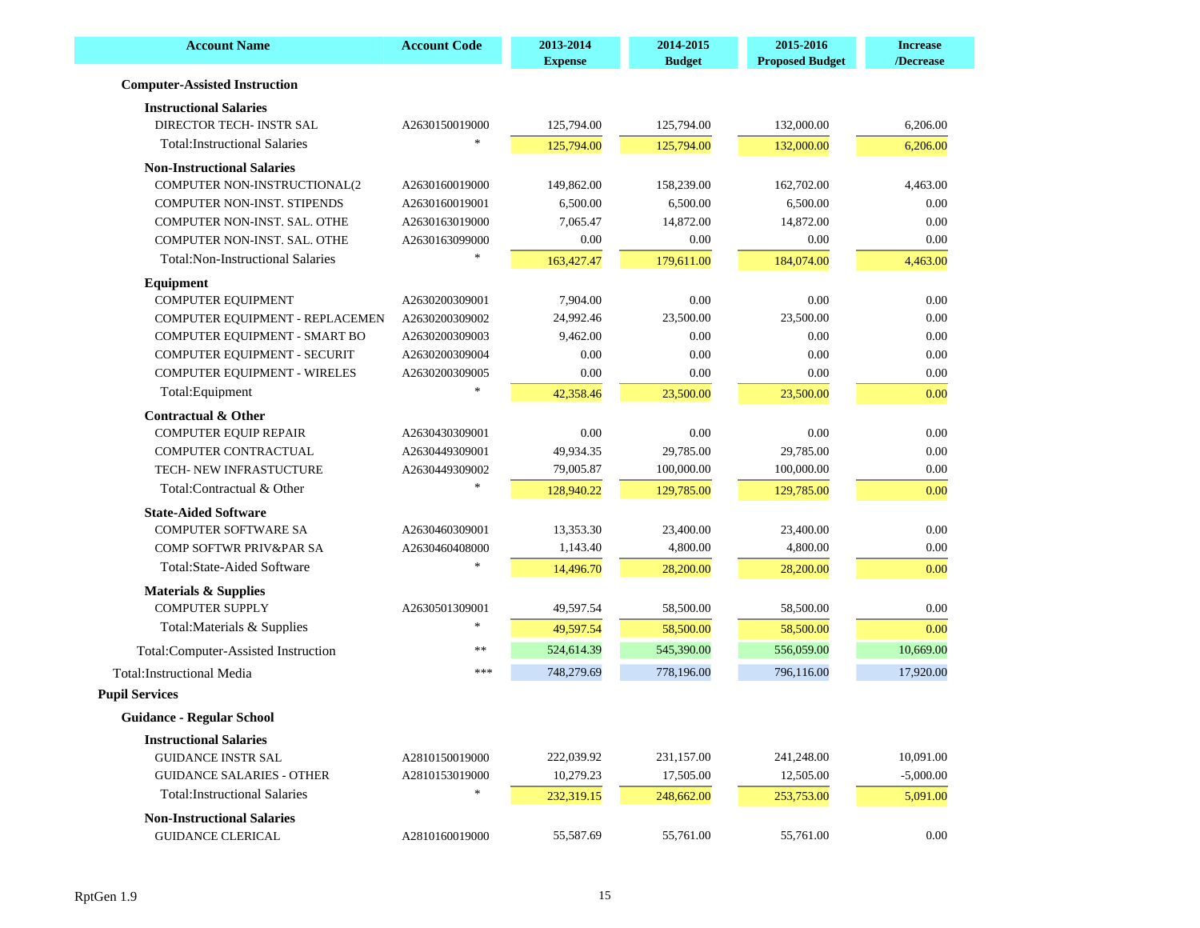| Account Name | Account Code | 2013-2014 Expense | 2014-2015 Budget | 2015-2016 Proposed Budget | Increase /Decrease |
|---|---|---|---|---|---|
| **Computer-Assisted Instruction** | | | | | |
| **Instructional Salaries** | | | | | |
| DIRECTOR TECH- INSTR SAL | A2630150019000 | 125,794.00 | 125,794.00 | 132,000.00 | 6,206.00 |
| Total:Instructional Salaries | * | 125,794.00 | 125,794.00 | 132,000.00 | 6,206.00 |
| **Non-Instructional Salaries** | | | | | |
| COMPUTER NON-INSTRUCTIONAL(2 | A2630160019000 | 149,862.00 | 158,239.00 | 162,702.00 | 4,463.00 |
| COMPUTER NON-INST. STIPENDS | A2630160019001 | 6,500.00 | 6,500.00 | 6,500.00 | 0.00 |
| COMPUTER NON-INST. SAL. OTHE | A2630163019000 | 7,065.47 | 14,872.00 | 14,872.00 | 0.00 |
| COMPUTER NON-INST. SAL. OTHE | A2630163099000 | 0.00 | 0.00 | 0.00 | 0.00 |
| Total:Non-Instructional Salaries | * | 163,427.47 | 179,611.00 | 184,074.00 | 4,463.00 |
| **Equipment** | | | | | |
| COMPUTER EQUIPMENT | A2630200309001 | 7,904.00 | 0.00 | 0.00 | 0.00 |
| COMPUTER EQUIPMENT - REPLACEMEN | A2630200309002 | 24,992.46 | 23,500.00 | 23,500.00 | 0.00 |
| COMPUTER EQUIPMENT - SMART BO | A2630200309003 | 9,462.00 | 0.00 | 0.00 | 0.00 |
| COMPUTER EQUIPMENT - SECURIT | A2630200309004 | 0.00 | 0.00 | 0.00 | 0.00 |
| COMPUTER EQUIPMENT - WIRELES | A2630200309005 | 0.00 | 0.00 | 0.00 | 0.00 |
| Total:Equipment | * | 42,358.46 | 23,500.00 | 23,500.00 | 0.00 |
| **Contractual & Other** | | | | | |
| COMPUTER EQUIP REPAIR | A2630430309001 | 0.00 | 0.00 | 0.00 | 0.00 |
| COMPUTER CONTRACTUAL | A2630449309001 | 49,934.35 | 29,785.00 | 29,785.00 | 0.00 |
| TECH- NEW INFRASTUCTURE | A2630449309002 | 79,005.87 | 100,000.00 | 100,000.00 | 0.00 |
| Total:Contractual & Other | * | 128,940.22 | 129,785.00 | 129,785.00 | 0.00 |
| **State-Aided Software** | | | | | |
| COMPUTER SOFTWARE SA | A2630460309001 | 13,353.30 | 23,400.00 | 23,400.00 | 0.00 |
| COMP SOFTWR PRIV&PAR SA | A2630460408000 | 1,143.40 | 4,800.00 | 4,800.00 | 0.00 |
| Total:State-Aided Software | * | 14,496.70 | 28,200.00 | 28,200.00 | 0.00 |
| **Materials & Supplies** | | | | | |
| COMPUTER SUPPLY | A2630501309001 | 49,597.54 | 58,500.00 | 58,500.00 | 0.00 |
| Total:Materials & Supplies | * | 49,597.54 | 58,500.00 | 58,500.00 | 0.00 |
| Total:Computer-Assisted Instruction | ** | 524,614.39 | 545,390.00 | 556,059.00 | 10,669.00 |
| Total:Instructional Media | *** | 748,279.69 | 778,196.00 | 796,116.00 | 17,920.00 |
| **Pupil Services** | | | | | |
| **Guidance - Regular School** | | | | | |
| **Instructional Salaries** | | | | | |
| GUIDANCE INSTR SAL | A2810150019000 | 222,039.92 | 231,157.00 | 241,248.00 | 10,091.00 |
| GUIDANCE SALARIES - OTHER | A2810153019000 | 10,279.23 | 17,505.00 | 12,505.00 | -5,000.00 |
| Total:Instructional Salaries | * | 232,319.15 | 248,662.00 | 253,753.00 | 5,091.00 |
| **Non-Instructional Salaries** | | | | | |
| GUIDANCE CLERICAL | A2810160019000 | 55,587.69 | 55,761.00 | 55,761.00 | 0.00 |

RptGen 1.9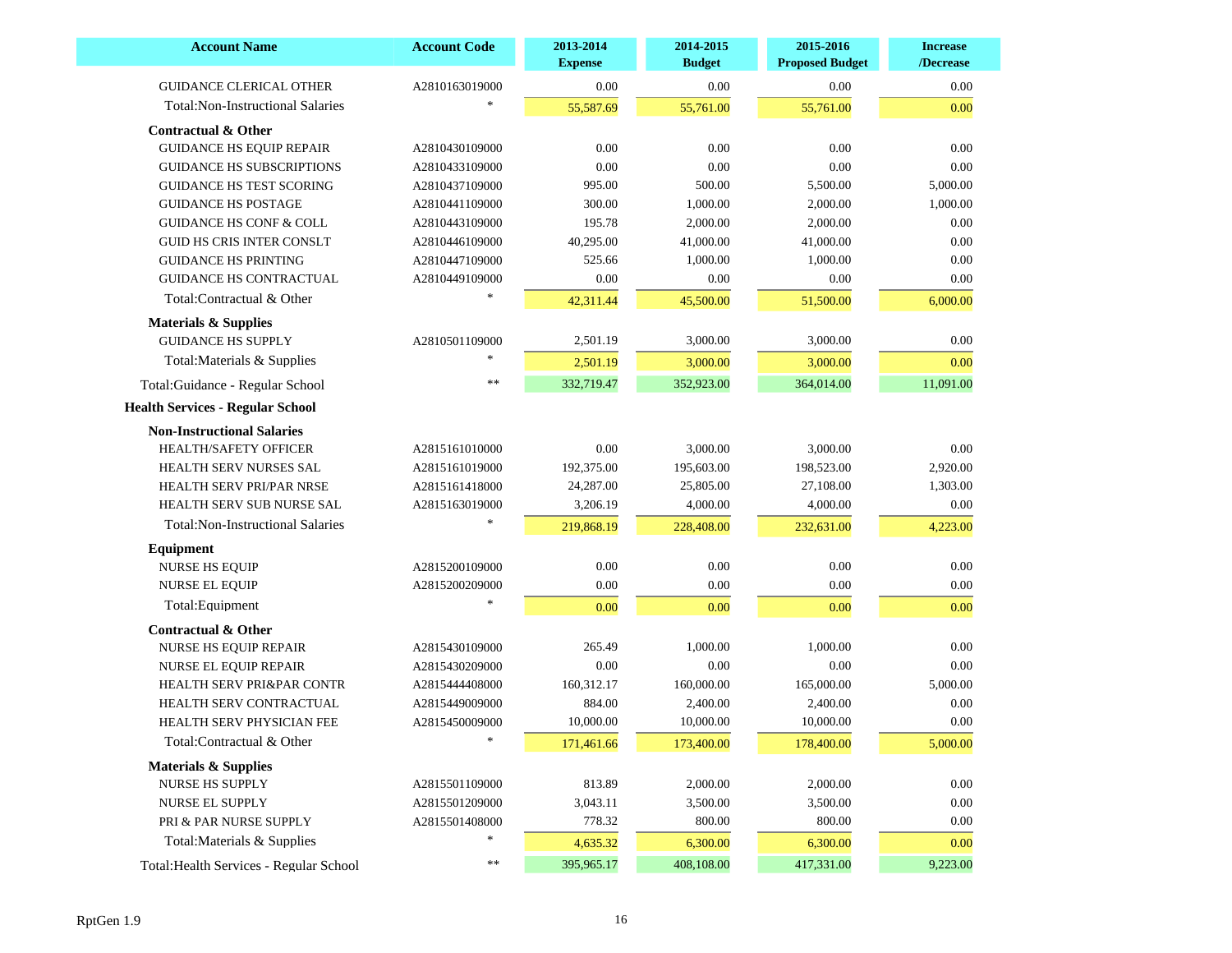| Account Name | Account Code | 2013-2014 Expense | 2014-2015 Budget | 2015-2016 Proposed Budget | Increase /Decrease |
|---|---|---|---|---|---|
| GUIDANCE CLERICAL OTHER | A2810163019000 | 0.00 | 0.00 | 0.00 | 0.00 |
| Total:Non-Instructional Salaries | * | 55,587.69 | 55,761.00 | 55,761.00 | 0.00 |
| **Contractual & Other** | | | | | |
| GUIDANCE HS EQUIP REPAIR | A2810430109000 | 0.00 | 0.00 | 0.00 | 0.00 |
| GUIDANCE HS SUBSCRIPTIONS | A2810433109000 | 0.00 | 0.00 | 0.00 | 0.00 |
| GUIDANCE HS TEST SCORING | A2810437109000 | 995.00 | 500.00 | 5,500.00 | 5,000.00 |
| GUIDANCE HS POSTAGE | A2810441109000 | 300.00 | 1,000.00 | 2,000.00 | 1,000.00 |
| GUIDANCE HS CONF & COLL | A2810443109000 | 195.78 | 2,000.00 | 2,000.00 | 0.00 |
| GUID HS CRIS INTER CONSLT | A2810446109000 | 40,295.00 | 41,000.00 | 41,000.00 | 0.00 |
| GUIDANCE HS PRINTING | A2810447109000 | 525.66 | 1,000.00 | 1,000.00 | 0.00 |
| GUIDANCE HS CONTRACTUAL | A2810449109000 | 0.00 | 0.00 | 0.00 | 0.00 |
| Total:Contractual & Other | * | 42,311.44 | 45,500.00 | 51,500.00 | 6,000.00 |
| **Materials & Supplies** | | | | | |
| GUIDANCE HS SUPPLY | A2810501109000 | 2,501.19 | 3,000.00 | 3,000.00 | 0.00 |
| Total:Materials & Supplies | * | 2,501.19 | 3,000.00 | 3,000.00 | 0.00 |
| Total:Guidance - Regular School | ** | 332,719.47 | 352,923.00 | 364,014.00 | 11,091.00 |
| **Health Services - Regular School** | | | | | |
| **Non-Instructional Salaries** | | | | | |
| HEALTH/SAFETY OFFICER | A2815161010000 | 0.00 | 3,000.00 | 3,000.00 | 0.00 |
| HEALTH SERV NURSES SAL | A2815161019000 | 192,375.00 | 195,603.00 | 198,523.00 | 2,920.00 |
| HEALTH SERV PRI/PAR NRSE | A2815161418000 | 24,287.00 | 25,805.00 | 27,108.00 | 1,303.00 |
| HEALTH SERV SUB NURSE SAL | A2815163019000 | 3,206.19 | 4,000.00 | 4,000.00 | 0.00 |
| Total:Non-Instructional Salaries | * | 219,868.19 | 228,408.00 | 232,631.00 | 4,223.00 |
| **Equipment** | | | | | |
| NURSE HS EQUIP | A2815200109000 | 0.00 | 0.00 | 0.00 | 0.00 |
| NURSE EL EQUIP | A2815200209000 | 0.00 | 0.00 | 0.00 | 0.00 |
| Total:Equipment | * | 0.00 | 0.00 | 0.00 | 0.00 |
| **Contractual & Other** | | | | | |
| NURSE HS EQUIP REPAIR | A2815430109000 | 265.49 | 1,000.00 | 1,000.00 | 0.00 |
| NURSE EL EQUIP REPAIR | A2815430209000 | 0.00 | 0.00 | 0.00 | 0.00 |
| HEALTH SERV PRI&PAR CONTR | A2815444408000 | 160,312.17 | 160,000.00 | 165,000.00 | 5,000.00 |
| HEALTH SERV CONTRACTUAL | A2815449009000 | 884.00 | 2,400.00 | 2,400.00 | 0.00 |
| HEALTH SERV PHYSICIAN FEE | A2815450009000 | 10,000.00 | 10,000.00 | 10,000.00 | 0.00 |
| Total:Contractual & Other | * | 171,461.66 | 173,400.00 | 178,400.00 | 5,000.00 |
| **Materials & Supplies** | | | | | |
| NURSE HS SUPPLY | A2815501109000 | 813.89 | 2,000.00 | 2,000.00 | 0.00 |
| NURSE EL SUPPLY | A2815501209000 | 3,043.11 | 3,500.00 | 3,500.00 | 0.00 |
| PRI & PAR NURSE SUPPLY | A2815501408000 | 778.32 | 800.00 | 800.00 | 0.00 |
| Total:Materials & Supplies | * | 4,635.32 | 6,300.00 | 6,300.00 | 0.00 |
| Total:Health Services - Regular School | ** | 395,965.17 | 408,108.00 | 417,331.00 | 9,223.00 |

RptGen 1.9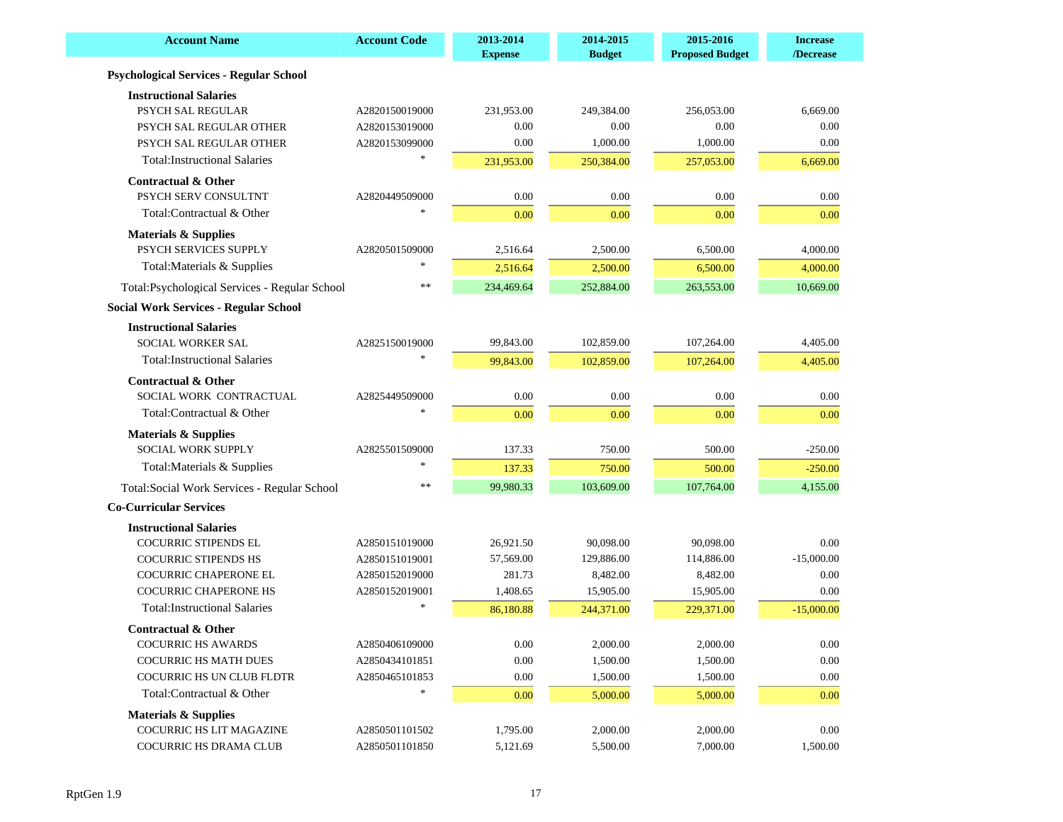| Account Name | Account Code | 2013-2014 Expense | 2014-2015 Budget | 2015-2016 Proposed Budget | Increase /Decrease |
|---|---|---|---|---|---|
| **Psychological Services - Regular School** | | | | | |
| **Instructional Salaries** | | | | | |
| PSYCH SAL REGULAR | A2820150019000 | 231,953.00 | 249,384.00 | 256,053.00 | 6,669.00 |
| PSYCH SAL REGULAR OTHER | A2820153019000 | 0.00 | 0.00 | 0.00 | 0.00 |
| PSYCH SAL REGULAR OTHER | A2820153099000 | 0.00 | 1,000.00 | 1,000.00 | 0.00 |
| Total:Instructional Salaries | * | 231,953.00 | 250,384.00 | 257,053.00 | 6,669.00 |
| **Contractual & Other** | | | | | |
| PSYCH SERV CONSULTNT | A2820449509000 | 0.00 | 0.00 | 0.00 | 0.00 |
| Total:Contractual & Other | * | 0.00 | 0.00 | 0.00 | 0.00 |
| **Materials & Supplies** | | | | | |
| PSYCH SERVICES SUPPLY | A2820501509000 | 2,516.64 | 2,500.00 | 6,500.00 | 4,000.00 |
| Total:Materials & Supplies | * | 2,516.64 | 2,500.00 | 6,500.00 | 4,000.00 |
| Total:Psychological Services - Regular School | ** | 234,469.64 | 252,884.00 | 263,553.00 | 10,669.00 |
| **Social Work Services - Regular School** | | | | | |
| **Instructional Salaries** | | | | | |
| SOCIAL WORKER SAL | A2825150019000 | 99,843.00 | 102,859.00 | 107,264.00 | 4,405.00 |
| Total:Instructional Salaries | * | 99,843.00 | 102,859.00 | 107,264.00 | 4,405.00 |
| **Contractual & Other** | | | | | |
| SOCIAL WORK CONTRACTUAL | A2825449509000 | 0.00 | 0.00 | 0.00 | 0.00 |
| Total:Contractual & Other | * | 0.00 | 0.00 | 0.00 | 0.00 |
| **Materials & Supplies** | | | | | |
| SOCIAL WORK SUPPLY | A2825501509000 | 137.33 | 750.00 | 500.00 | -250.00 |
| Total:Materials & Supplies | * | 137.33 | 750.00 | 500.00 | -250.00 |
| Total:Social Work Services - Regular School | ** | 99,980.33 | 103,609.00 | 107,764.00 | 4,155.00 |
| **Co-Curricular Services** | | | | | |
| **Instructional Salaries** | | | | | |
| COCURRIC STIPENDS EL | A2850151019000 | 26,921.50 | 90,098.00 | 90,098.00 | 0.00 |
| COCURRIC STIPENDS HS | A2850151019001 | 57,569.00 | 129,886.00 | 114,886.00 | -15,000.00 |
| COCURRIC CHAPERONE EL | A2850152019000 | 281.73 | 8,482.00 | 8,482.00 | 0.00 |
| COCURRIC CHAPERONE HS | A2850152019001 | 1,408.65 | 15,905.00 | 15,905.00 | 0.00 |
| Total:Instructional Salaries | * | 86,180.88 | 244,371.00 | 229,371.00 | -15,000.00 |
| **Contractual & Other** | | | | | |
| COCURRIC HS AWARDS | A2850406109000 | 0.00 | 2,000.00 | 2,000.00 | 0.00 |
| COCURRIC HS MATH DUES | A2850434101851 | 0.00 | 1,500.00 | 1,500.00 | 0.00 |
| COCURRIC HS UN CLUB FLDTR | A2850465101853 | 0.00 | 1,500.00 | 1,500.00 | 0.00 |
| Total:Contractual & Other | * | 0.00 | 5,000.00 | 5,000.00 | 0.00 |
| **Materials & Supplies** | | | | | |
| COCURRIC HS LIT MAGAZINE | A2850501101502 | 1,795.00 | 2,000.00 | 2,000.00 | 0.00 |
| COCURRIC HS DRAMA CLUB | A2850501101850 | 5,121.69 | 5,500.00 | 7,000.00 | 1,500.00 |

RptGen 1.9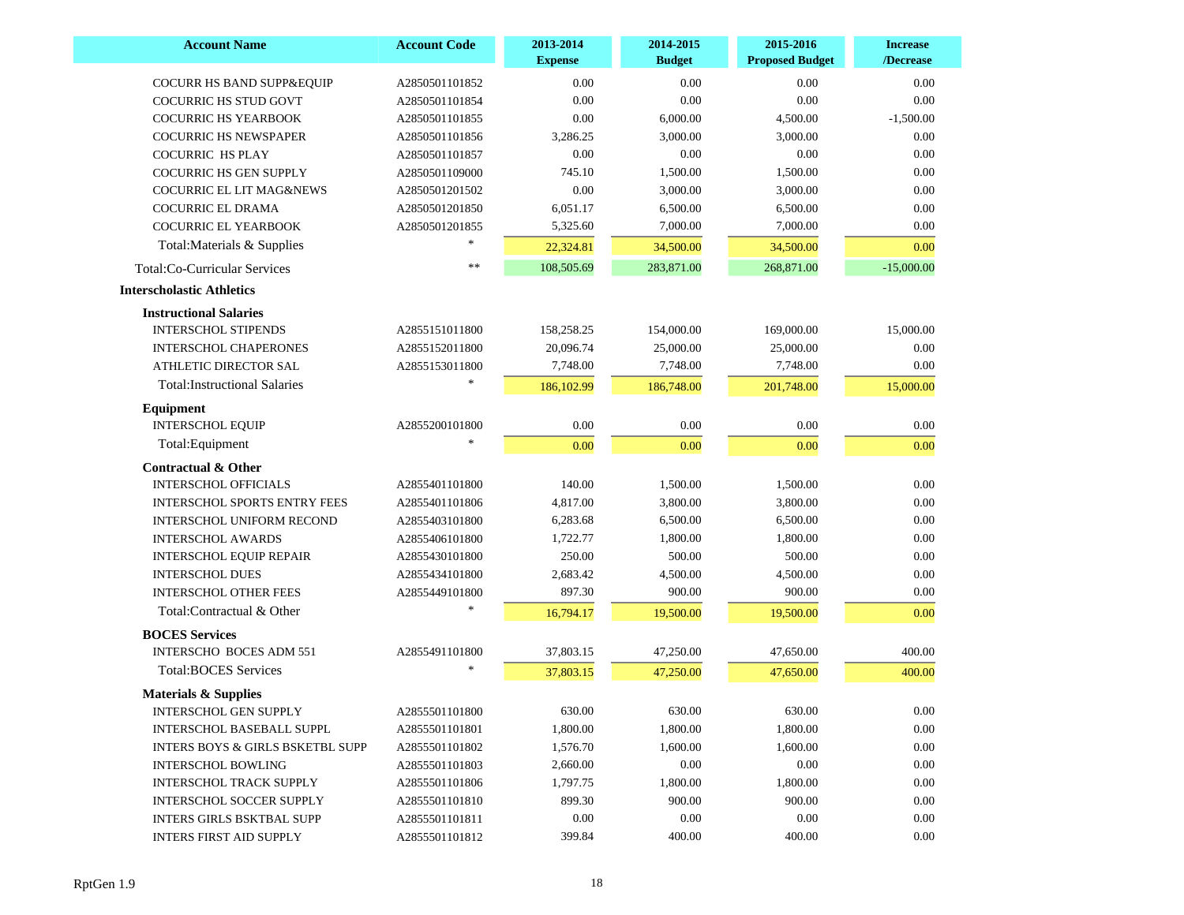| Account Name | Account Code | 2013-2014 Expense | 2014-2015 Budget | 2015-2016 Proposed Budget | Increase /Decrease |
|---|---|---|---|---|---|
| COCURR HS BAND SUPP&EQUIP | A2850501101852 | 0.00 | 0.00 | 0.00 | 0.00 |
| COCURRIC HS STUD GOVT | A2850501101854 | 0.00 | 0.00 | 0.00 | 0.00 |
| COCURRIC HS YEARBOOK | A2850501101855 | 0.00 | 6,000.00 | 4,500.00 | -1,500.00 |
| COCURRIC HS NEWSPAPER | A2850501101856 | 3,286.25 | 3,000.00 | 3,000.00 | 0.00 |
| COCURRIC HS PLAY | A2850501101857 | 0.00 | 0.00 | 0.00 | 0.00 |
| COCURRIC HS GEN SUPPLY | A2850501109000 | 745.10 | 1,500.00 | 1,500.00 | 0.00 |
| COCURRIC EL LIT MAG&NEWS | A2850501201502 | 0.00 | 3,000.00 | 3,000.00 | 0.00 |
| COCURRIC EL DRAMA | A2850501201850 | 6,051.17 | 6,500.00 | 6,500.00 | 0.00 |
| COCURRIC EL YEARBOOK | A2850501201855 | 5,325.60 | 7,000.00 | 7,000.00 | 0.00 |
| Total:Materials & Supplies | * | 22,324.81 | 34,500.00 | 34,500.00 | 0.00 |
| Total:Co-Curricular Services | ** | 108,505.69 | 283,871.00 | 268,871.00 | -15,000.00 |
| **Interscholastic Athletics** | | | | | |
| **Instructional Salaries** | | | | | |
| INTERSCHOL STIPENDS | A2855151011800 | 158,258.25 | 154,000.00 | 169,000.00 | 15,000.00 |
| INTERSCHOL CHAPERONES | A2855152011800 | 20,096.74 | 25,000.00 | 25,000.00 | 0.00 |
| ATHLETIC DIRECTOR SAL | A2855153011800 | 7,748.00 | 7,748.00 | 7,748.00 | 0.00 |
| Total:Instructional Salaries | * | 186,102.99 | 186,748.00 | 201,748.00 | 15,000.00 |
| **Equipment** | | | | | |
| INTERSCHOL EQUIP | A2855200101800 | 0.00 | 0.00 | 0.00 | 0.00 |
| Total:Equipment | * | 0.00 | 0.00 | 0.00 | 0.00 |
| **Contractual & Other** | | | | | |
| INTERSCHOL OFFICIALS | A2855401101800 | 140.00 | 1,500.00 | 1,500.00 | 0.00 |
| INTERSCHOL SPORTS ENTRY FEES | A2855401101806 | 4,817.00 | 3,800.00 | 3,800.00 | 0.00 |
| INTERSCHOL UNIFORM RECOND | A2855403101800 | 6,283.68 | 6,500.00 | 6,500.00 | 0.00 |
| INTERSCHOL AWARDS | A2855406101800 | 1,722.77 | 1,800.00 | 1,800.00 | 0.00 |
| INTERSCHOL EQUIP REPAIR | A2855430101800 | 250.00 | 500.00 | 500.00 | 0.00 |
| INTERSCHOL DUES | A2855434101800 | 2,683.42 | 4,500.00 | 4,500.00 | 0.00 |
| INTERSCHOL OTHER FEES | A2855449101800 | 897.30 | 900.00 | 900.00 | 0.00 |
| Total:Contractual & Other | * | 16,794.17 | 19,500.00 | 19,500.00 | 0.00 |
| **BOCES Services** | | | | | |
| INTERSCHO BOCES ADM 551 | A2855491101800 | 37,803.15 | 47,250.00 | 47,650.00 | 400.00 |
| Total:BOCES Services | * | 37,803.15 | 47,250.00 | 47,650.00 | 400.00 |
| **Materials & Supplies** | | | | | |
| INTERSCHOL GEN SUPPLY | A2855501101800 | 630.00 | 630.00 | 630.00 | 0.00 |
| INTERSCHOL BASEBALL SUPPL | A2855501101801 | 1,800.00 | 1,800.00 | 1,800.00 | 0.00 |
| INTERS BOYS & GIRLS BSKETBL SUPP | A2855501101802 | 1,576.70 | 1,600.00 | 1,600.00 | 0.00 |
| INTERSCHOL BOWLING | A2855501101803 | 2,660.00 | 0.00 | 0.00 | 0.00 |
| INTERSCHOL TRACK SUPPLY | A2855501101806 | 1,797.75 | 1,800.00 | 1,800.00 | 0.00 |
| INTERSCHOL SOCCER SUPPLY | A2855501101810 | 899.30 | 900.00 | 900.00 | 0.00 |
| INTERS GIRLS BSKTBAL SUPP | A2855501101811 | 0.00 | 0.00 | 0.00 | 0.00 |
| INTERS FIRST AID SUPPLY | A2855501101812 | 399.84 | 400.00 | 400.00 | 0.00 |

RptGen 1.9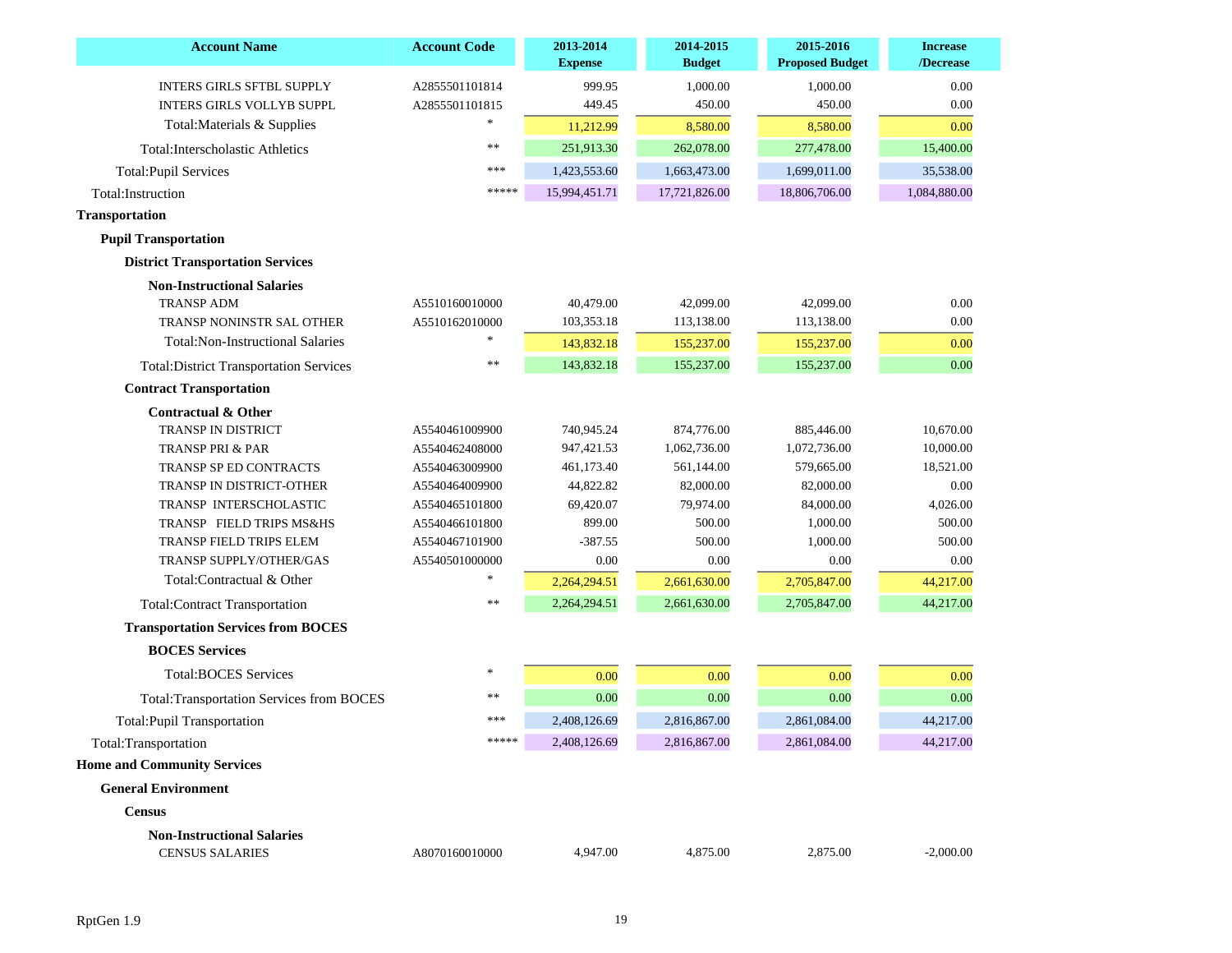| Account Name | Account Code | 2013-2014 Expense | 2014-2015 Budget | 2015-2016 Proposed Budget | Increase /Decrease |
|---|---|---|---|---|---|
| INTERS GIRLS SFTBL SUPPLY | A2855501101814 | 999.95 | 1,000.00 | 1,000.00 | 0.00 |
| INTERS GIRLS VOLLYB SUPPL | A2855501101815 | 449.45 | 450.00 | 450.00 | 0.00 |
| Total:Materials & Supplies | * | 11,212.99 | 8,580.00 | 8,580.00 | 0.00 |
| Total:Interscholastic Athletics | ** | 251,913.30 | 262,078.00 | 277,478.00 | 15,400.00 |
| Total:Pupil Services | *** | 1,423,553.60 | 1,663,473.00 | 1,699,011.00 | 35,538.00 |
| Total:Instruction | ***** | 15,994,451.71 | 17,721,826.00 | 18,806,706.00 | 1,084,880.00 |
| **Transportation** | | | | | |
| **Pupil Transportation** | | | | | |
| **District Transportation Services** | | | | | |
| **Non-Instructional Salaries** | | | | | |
| TRANSP ADM | A5510160010000 | 40,479.00 | 42,099.00 | 42,099.00 | 0.00 |
| TRANSP NONINSTR SAL OTHER | A5510162010000 | 103,353.18 | 113,138.00 | 113,138.00 | 0.00 |
| Total:Non-Instructional Salaries | * | 143,832.18 | 155,237.00 | 155,237.00 | 0.00 |
| Total:District Transportation Services | ** | 143,832.18 | 155,237.00 | 155,237.00 | 0.00 |
| **Contract Transportation** | | | | | |
| **Contractual & Other** | | | | | |
| TRANSP IN DISTRICT | A5540461009900 | 740,945.24 | 874,776.00 | 885,446.00 | 10,670.00 |
| TRANSP PRI & PAR | A5540462408000 | 947,421.53 | 1,062,736.00 | 1,072,736.00 | 10,000.00 |
| TRANSP SP ED CONTRACTS | A5540463009900 | 461,173.40 | 561,144.00 | 579,665.00 | 18,521.00 |
| TRANSP IN DISTRICT-OTHER | A5540464009900 | 44,822.82 | 82,000.00 | 82,000.00 | 0.00 |
| TRANSP INTERSCHOLASTIC | A5540465101800 | 69,420.07 | 79,974.00 | 84,000.00 | 4,026.00 |
| TRANSP FIELD TRIPS MS&HS | A5540466101800 | 899.00 | 500.00 | 1,000.00 | 500.00 |
| TRANSP FIELD TRIPS ELEM | A5540467101900 | -387.55 | 500.00 | 1,000.00 | 500.00 |
| TRANSP SUPPLY/OTHER/GAS | A5540501000000 | 0.00 | 0.00 | 0.00 | 0.00 |
| Total:Contractual & Other | * | 2,264,294.51 | 2,661,630.00 | 2,705,847.00 | 44,217.00 |
| Total:Contract Transportation | ** | 2,264,294.51 | 2,661,630.00 | 2,705,847.00 | 44,217.00 |
| **Transportation Services from BOCES** | | | | | |
| **BOCES Services** | | | | | |
| Total:BOCES Services | * | 0.00 | 0.00 | 0.00 | 0.00 |
| Total:Transportation Services from BOCES | ** | 0.00 | 0.00 | 0.00 | 0.00 |
| Total:Pupil Transportation | *** | 2,408,126.69 | 2,816,867.00 | 2,861,084.00 | 44,217.00 |
| Total:Transportation | ***** | 2,408,126.69 | 2,816,867.00 | 2,861,084.00 | 44,217.00 |
| **Home and Community Services** | | | | | |
| **General Environment** | | | | | |
| **Census** | | | | | |
| **Non-Instructional Salaries** | | | | | |
| CENSUS SALARIES | A8070160010000 | 4,947.00 | 4,875.00 | 2,875.00 | -2,000.00 |

RptGen 1.9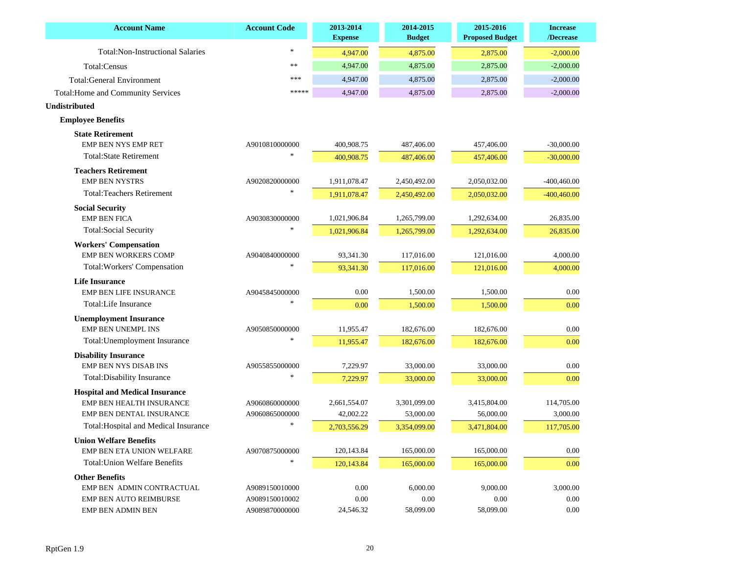| Account Name | Account Code | 2013-2014 Expense | 2014-2015 Budget | 2015-2016 Proposed Budget | Increase /Decrease |
|---|---|---|---|---|---|
| Total:Non-Instructional Salaries | * | 4,947.00 | 4,875.00 | 2,875.00 | -2,000.00 |
| Total:Census | ** | 4,947.00 | 4,875.00 | 2,875.00 | -2,000.00 |
| Total:General Environment | *** | 4,947.00 | 4,875.00 | 2,875.00 | -2,000.00 |
| Total:Home and Community Services | ***** | 4,947.00 | 4,875.00 | 2,875.00 | -2,000.00 |
| **Undistributed** | | | | | |
| **Employee Benefits** | | | | | |
| **State Retirement** | | | | | |
| EMP BEN NYS EMP RET | A9010810000000 | 400,908.75 | 487,406.00 | 457,406.00 | -30,000.00 |
| Total:State Retirement | * | 400,908.75 | 487,406.00 | 457,406.00 | -30,000.00 |
| **Teachers Retirement** | | | | | |
| EMP BEN NYSTRS | A9020820000000 | 1,911,078.47 | 2,450,492.00 | 2,050,032.00 | -400,460.00 |
| Total:Teachers Retirement | * | 1,911,078.47 | 2,450,492.00 | 2,050,032.00 | -400,460.00 |
| **Social Security** | | | | | |
| EMP BEN FICA | A9030830000000 | 1,021,906.84 | 1,265,799.00 | 1,292,634.00 | 26,835.00 |
| Total:Social Security | * | 1,021,906.84 | 1,265,799.00 | 1,292,634.00 | 26,835.00 |
| **Workers' Compensation** | | | | | |
| EMP BEN WORKERS COMP | A9040840000000 | 93,341.30 | 117,016.00 | 121,016.00 | 4,000.00 |
| Total:Workers' Compensation | * | 93,341.30 | 117,016.00 | 121,016.00 | 4,000.00 |
| **Life Insurance** | | | | | |
| EMP BEN LIFE INSURANCE | A9045845000000 | 0.00 | 1,500.00 | 1,500.00 | 0.00 |
| Total:Life Insurance | * | 0.00 | 1,500.00 | 1,500.00 | 0.00 |
| **Unemployment Insurance** | | | | | |
| EMP BEN UNEMPL INS | A9050850000000 | 11,955.47 | 182,676.00 | 182,676.00 | 0.00 |
| Total:Unemployment Insurance | * | 11,955.47 | 182,676.00 | 182,676.00 | 0.00 |
| **Disability Insurance** | | | | | |
| EMP BEN NYS DISAB INS | A9055855000000 | 7,229.97 | 33,000.00 | 33,000.00 | 0.00 |
| Total:Disability Insurance | * | 7,229.97 | 33,000.00 | 33,000.00 | 0.00 |
| **Hospital and Medical Insurance** | | | | | |
| EMP BEN HEALTH INSURANCE | A9060860000000 | 2,661,554.07 | 3,301,099.00 | 3,415,804.00 | 114,705.00 |
| EMP BEN DENTAL INSURANCE | A9060865000000 | 42,002.22 | 53,000.00 | 56,000.00 | 3,000.00 |
| Total:Hospital and Medical Insurance | * | 2,703,556.29 | 3,354,099.00 | 3,471,804.00 | 117,705.00 |
| **Union Welfare Benefits** | | | | | |
| EMP BEN ETA UNION WELFARE | A9070875000000 | 120,143.84 | 165,000.00 | 165,000.00 | 0.00 |
| Total:Union Welfare Benefits | * | 120,143.84 | 165,000.00 | 165,000.00 | 0.00 |
| **Other Benefits** | | | | | |
| EMP BEN ADMIN CONTRACTUAL | A9089150010000 | 0.00 | 6,000.00 | 9,000.00 | 3,000.00 |
| EMP BEN AUTO REIMBURSE | A9089150010002 | 0.00 | 0.00 | 0.00 | 0.00 |
| EMP BEN ADMIN BEN | A9089870000000 | 24,546.32 | 58,099.00 | 58,099.00 | 0.00 |

RptGen 1.9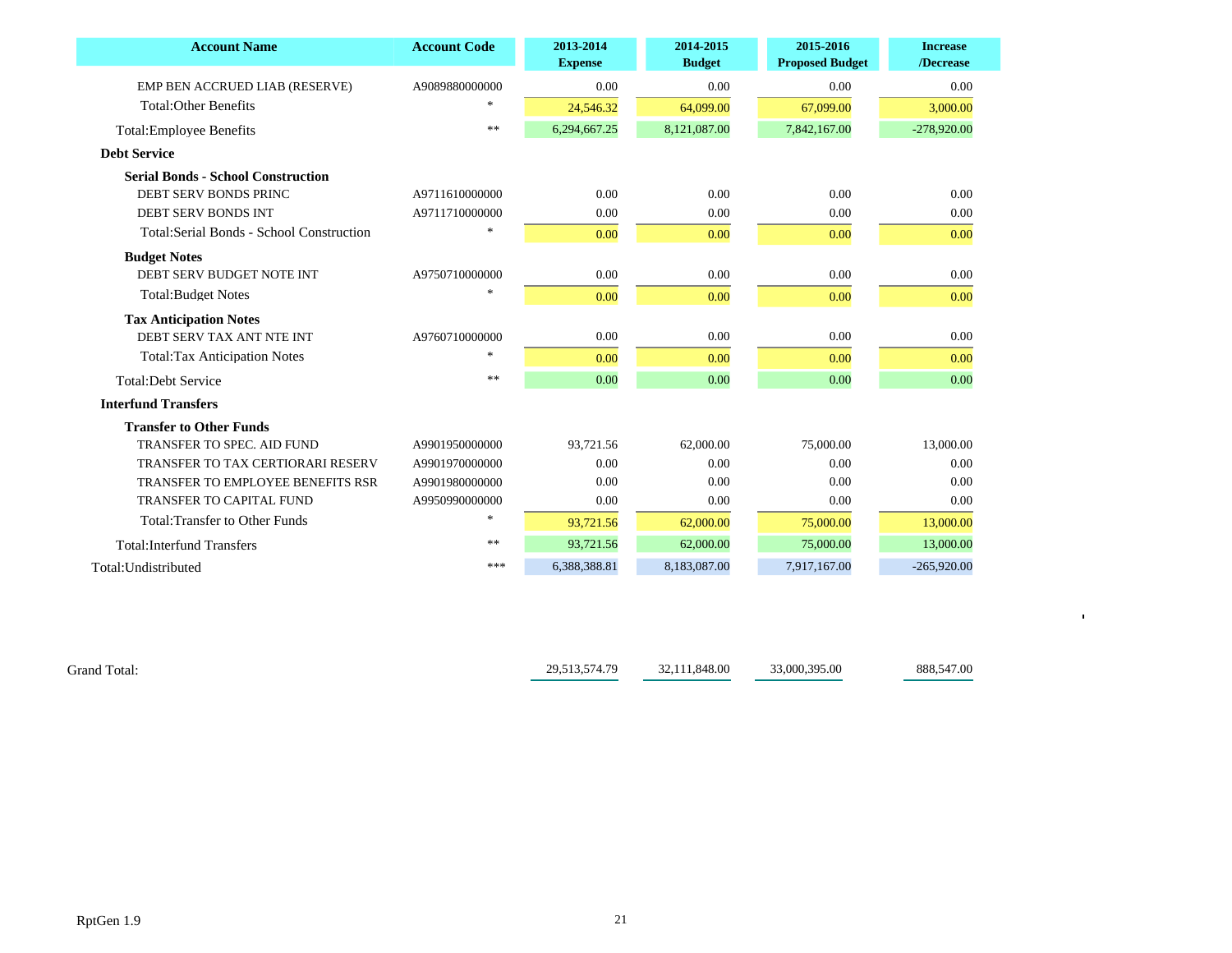| Account Name | Account Code | 2013-2014 Expense | 2014-2015 Budget | 2015-2016 Proposed Budget | Increase /Decrease |
|---|---|---|---|---|---|
| EMP BEN ACCRUED LIAB (RESERVE) | A9089880000000 | 0.00 | 0.00 | 0.00 | 0.00 |
| Total:Other Benefits | * | 24,546.32 | 64,099.00 | 67,099.00 | 3,000.00 |
| Total:Employee Benefits | ** | 6,294,667.25 | 8,121,087.00 | 7,842,167.00 | -278,920.00 |
| **Debt Service** | | | | | |
| **Serial Bonds - School Construction** | | | | | |
| DEBT SERV BONDS PRINC | A9711610000000 | 0.00 | 0.00 | 0.00 | 0.00 |
| DEBT SERV BONDS INT | A9711710000000 | 0.00 | 0.00 | 0.00 | 0.00 |
| Total:Serial Bonds - School Construction | * | 0.00 | 0.00 | 0.00 | 0.00 |
| **Budget Notes** | | | | | |
| DEBT SERV BUDGET NOTE INT | A9750710000000 | 0.00 | 0.00 | 0.00 | 0.00 |
| Total:Budget Notes | * | 0.00 | 0.00 | 0.00 | 0.00 |
| **Tax Anticipation Notes** | | | | | |
| DEBT SERV TAX ANT NTE INT | A9760710000000 | 0.00 | 0.00 | 0.00 | 0.00 |
| Total:Tax Anticipation Notes | * | 0.00 | 0.00 | 0.00 | 0.00 |
| Total:Debt Service | ** | 0.00 | 0.00 | 0.00 | 0.00 |
| **Interfund Transfers** | | | | | |
| **Transfer to Other Funds** | | | | | |
| TRANSFER TO SPEC. AID FUND | A9901950000000 | 93,721.56 | 62,000.00 | 75,000.00 | 13,000.00 |
| TRANSFER TO TAX CERTIORARI RESERV | A9901970000000 | 0.00 | 0.00 | 0.00 | 0.00 |
| TRANSFER TO EMPLOYEE BENEFITS RSR | A9901980000000 | 0.00 | 0.00 | 0.00 | 0.00 |
| TRANSFER TO CAPITAL FUND | A9950990000000 | 0.00 | 0.00 | 0.00 | 0.00 |
| Total:Transfer to Other Funds | * | 93,721.56 | 62,000.00 | 75,000.00 | 13,000.00 |
| Total:Interfund Transfers | ** | 93,721.56 | 62,000.00 | 75,000.00 | 13,000.00 |
| Total:Undistributed | *** | 6,388,388.81 | 8,183,087.00 | 7,917,167.00 | -265,920.00 |
| Grand Total: | | 29,513,574.79 | 32,111,848.00 | 33,000,395.00 | 888,547.00 |

RptGen 1.9